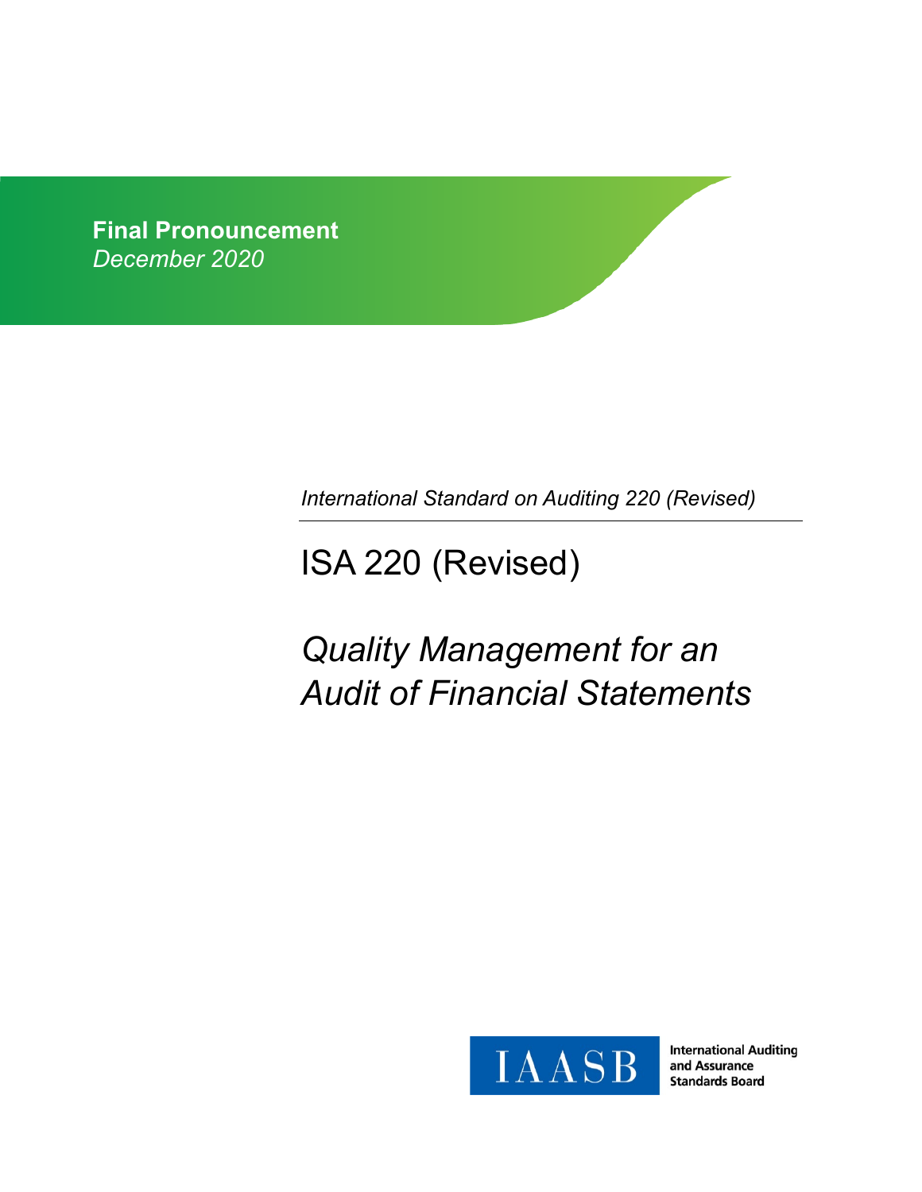**Final Pronouncement**
*December 2020*

*International Standard on Auditing 220 (Revised)*

# ISA 220 (Revised)

# *Quality Management for an Audit of Financial Statements*

IAASB

International Auditing and Assurance Standards Board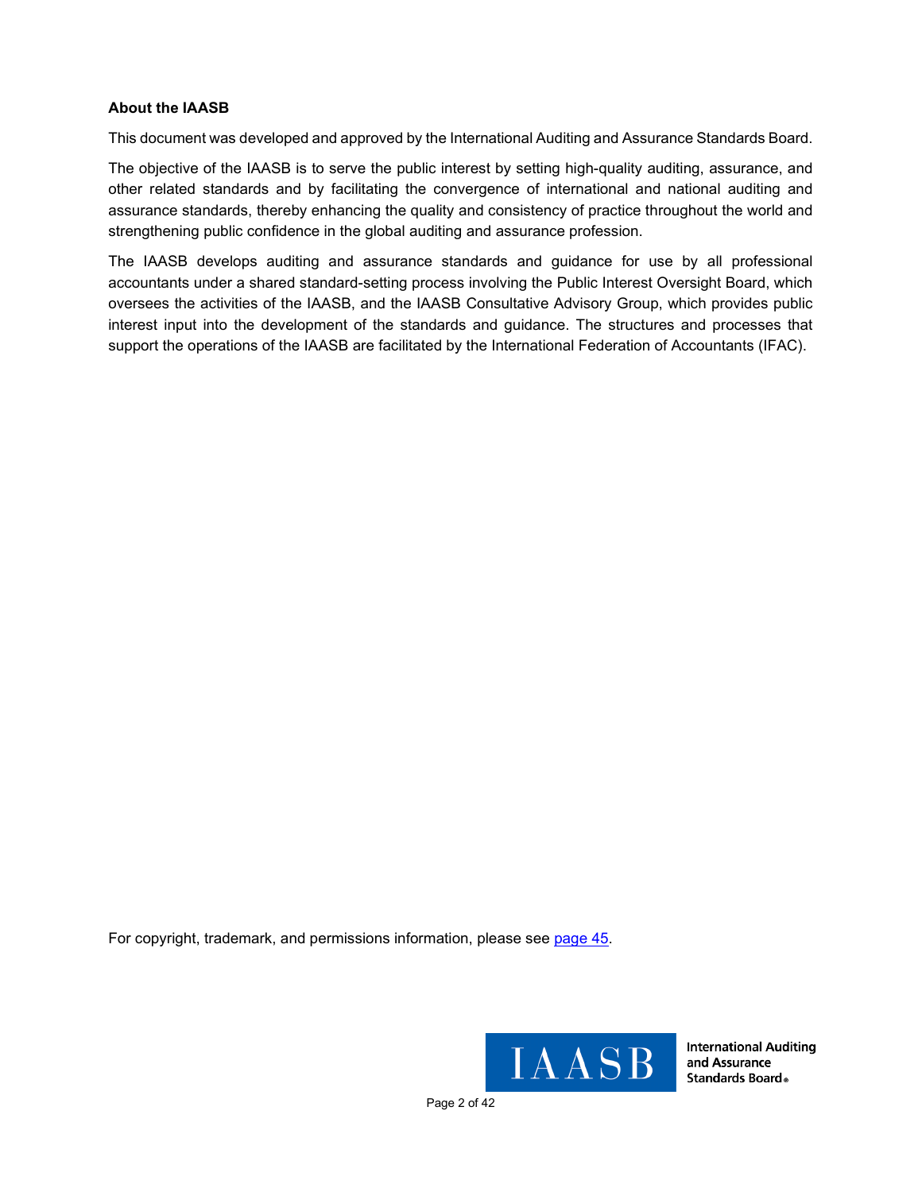**About the IAASB**

This document was developed and approved by the International Auditing and Assurance Standards Board.

The objective of the IAASB is to serve the public interest by setting high-quality auditing, assurance, and other related standards and by facilitating the convergence of international and national auditing and assurance standards, thereby enhancing the quality and consistency of practice throughout the world and strengthening public confidence in the global auditing and assurance profession.

The IAASB develops auditing and assurance standards and guidance for use by all professional accountants under a shared standard-setting process involving the Public Interest Oversight Board, which oversees the activities of the IAASB, and the IAASB Consultative Advisory Group, which provides public interest input into the development of the standards and guidance. The structures and processes that support the operations of the IAASB are facilitated by the International Federation of Accountants (IFAC).

For copyright, trademark, and permissions information, please see page 45.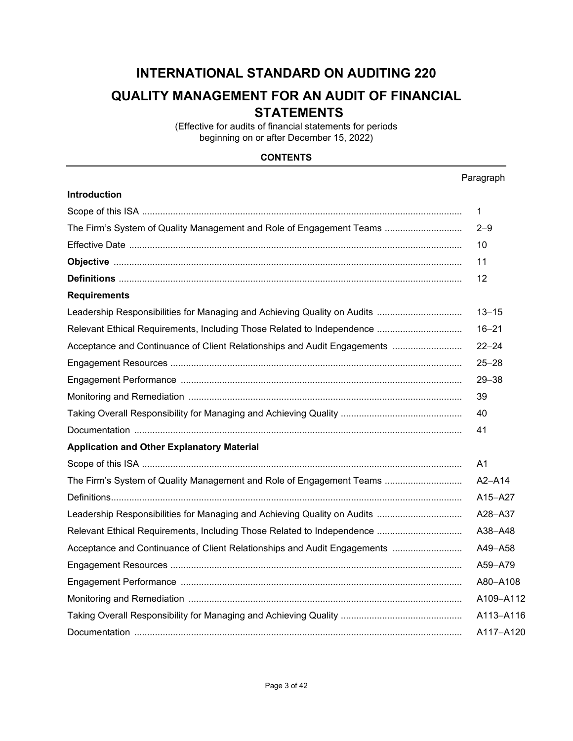# INTERNATIONAL STANDARD ON AUDITING 220

# QUALITY MANAGEMENT FOR AN AUDIT OF FINANCIAL STATEMENTS

(Effective for audits of financial statements for periods beginning on or after December 15, 2022)

**CONTENTS**

| | Paragraph |
|---|---|
| **Introduction** | |
| Scope of this ISA | 1 |
| The Firm's System of Quality Management and Role of Engagement Teams | 2–9 |
| Effective Date | 10 |
| **Objective** | 11 |
| **Definitions** | 12 |
| **Requirements** | |
| Leadership Responsibilities for Managing and Achieving Quality on Audits | 13–15 |
| Relevant Ethical Requirements, Including Those Related to Independence | 16–21 |
| Acceptance and Continuance of Client Relationships and Audit Engagements | 22–24 |
| Engagement Resources | 25–28 |
| Engagement Performance | 29–38 |
| Monitoring and Remediation | 39 |
| Taking Overall Responsibility for Managing and Achieving Quality | 40 |
| Documentation | 41 |
| **Application and Other Explanatory Material** | |
| Scope of this ISA | A1 |
| The Firm's System of Quality Management and Role of Engagement Teams | A2–A14 |
| Definitions | A15–A27 |
| Leadership Responsibilities for Managing and Achieving Quality on Audits | A28–A37 |
| Relevant Ethical Requirements, Including Those Related to Independence | A38–A48 |
| Acceptance and Continuance of Client Relationships and Audit Engagements | A49–A58 |
| Engagement Resources | A59–A79 |
| Engagement Performance | A80–A108 |
| Monitoring and Remediation | A109–A112 |
| Taking Overall Responsibility for Managing and Achieving Quality | A113–A116 |
| Documentation | A117–A120 |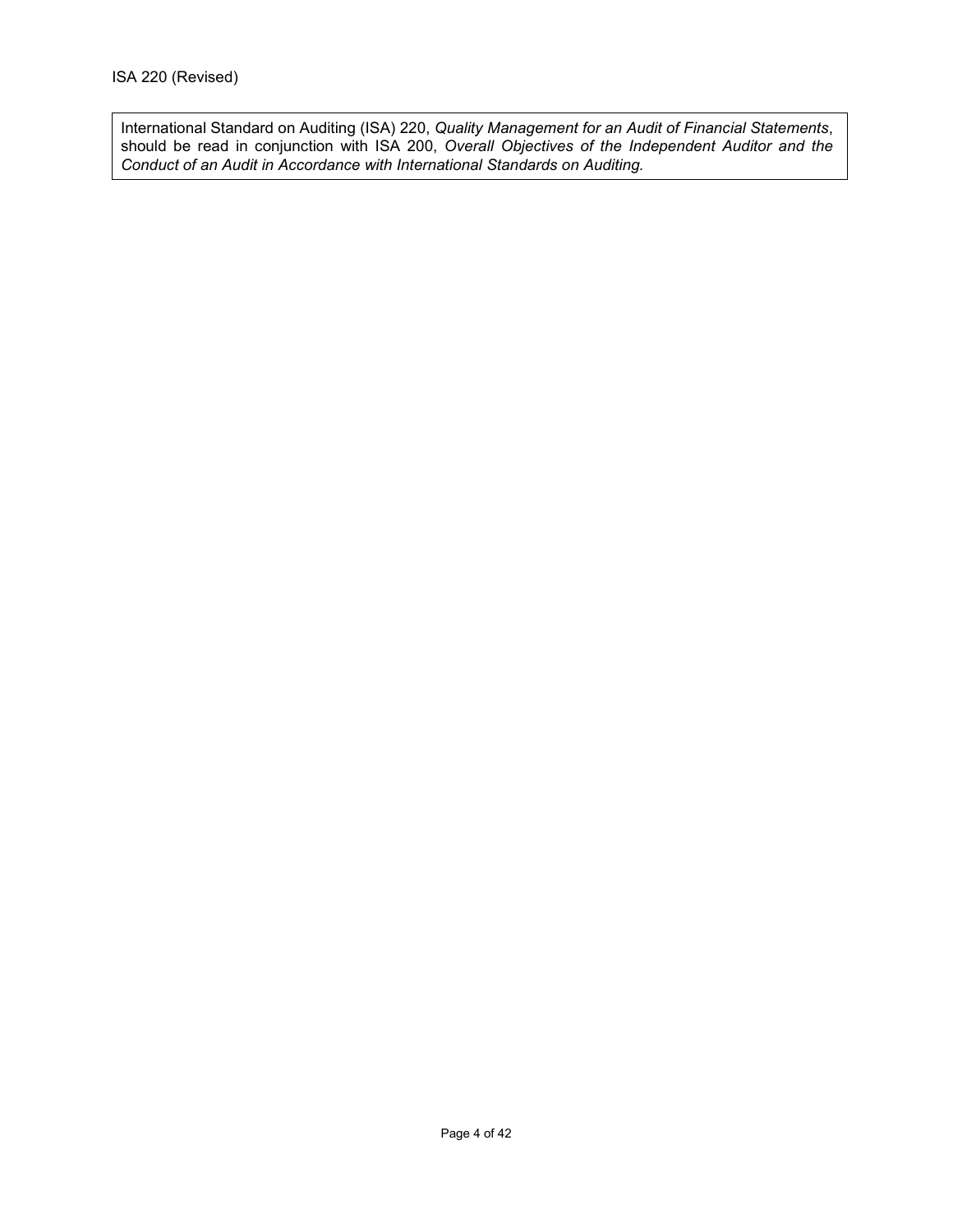International Standard on Auditing (ISA) 220, *Quality Management for an Audit of Financial Statements*, should be read in conjunction with ISA 200, *Overall Objectives of the Independent Auditor and the Conduct of an Audit in Accordance with International Standards on Auditing.*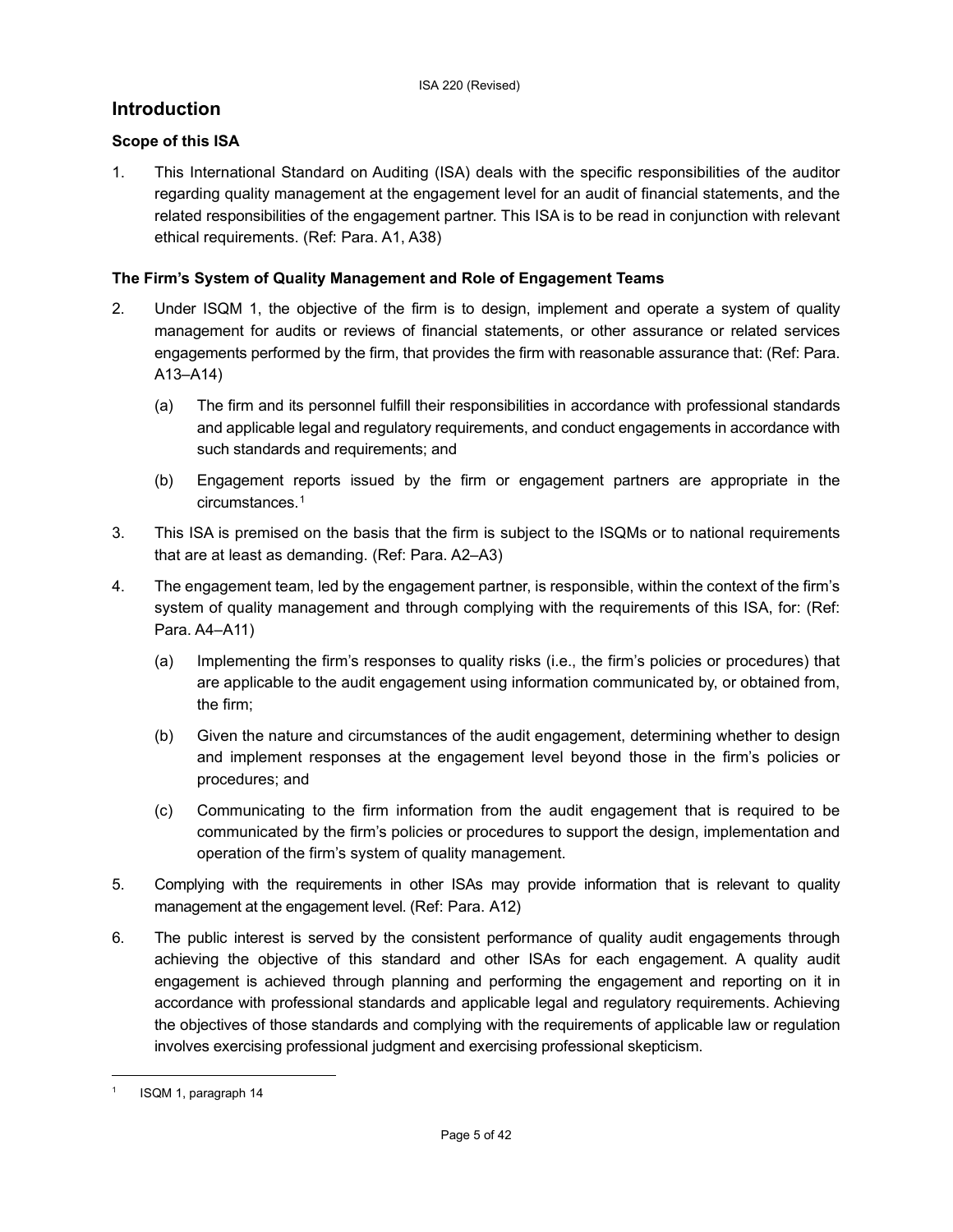## Introduction

### Scope of this ISA

1. This International Standard on Auditing (ISA) deals with the specific responsibilities of the auditor regarding quality management at the engagement level for an audit of financial statements, and the related responsibilities of the engagement partner. This ISA is to be read in conjunction with relevant ethical requirements. (Ref: Para. A1, A38)

### The Firm's System of Quality Management and Role of Engagement Teams

2. Under ISQM 1, the objective of the firm is to design, implement and operate a system of quality management for audits or reviews of financial statements, or other assurance or related services engagements performed by the firm, that provides the firm with reasonable assurance that: (Ref: Para. A13–A14)

   (a) The firm and its personnel fulfill their responsibilities in accordance with professional standards and applicable legal and regulatory requirements, and conduct engagements in accordance with such standards and requirements; and

   (b) Engagement reports issued by the firm or engagement partners are appropriate in the circumstances.[1]

3. This ISA is premised on the basis that the firm is subject to the ISQMs or to national requirements that are at least as demanding. (Ref: Para. A2–A3)

4. The engagement team, led by the engagement partner, is responsible, within the context of the firm's system of quality management and through complying with the requirements of this ISA, for: (Ref: Para. A4–A11)

   (a) Implementing the firm's responses to quality risks (i.e., the firm's policies or procedures) that are applicable to the audit engagement using information communicated by, or obtained from, the firm;

   (b) Given the nature and circumstances of the audit engagement, determining whether to design and implement responses at the engagement level beyond those in the firm's policies or procedures; and

   (c) Communicating to the firm information from the audit engagement that is required to be communicated by the firm's policies or procedures to support the design, implementation and operation of the firm's system of quality management.

5. Complying with the requirements in other ISAs may provide information that is relevant to quality management at the engagement level. (Ref: Para. A12)

6. The public interest is served by the consistent performance of quality audit engagements through achieving the objective of this standard and other ISAs for each engagement. A quality audit engagement is achieved through planning and performing the engagement and reporting on it in accordance with professional standards and applicable legal and regulatory requirements. Achieving the objectives of those standards and complying with the requirements of applicable law or regulation involves exercising professional judgment and exercising professional skepticism.

---

[1] ISQM 1, paragraph 14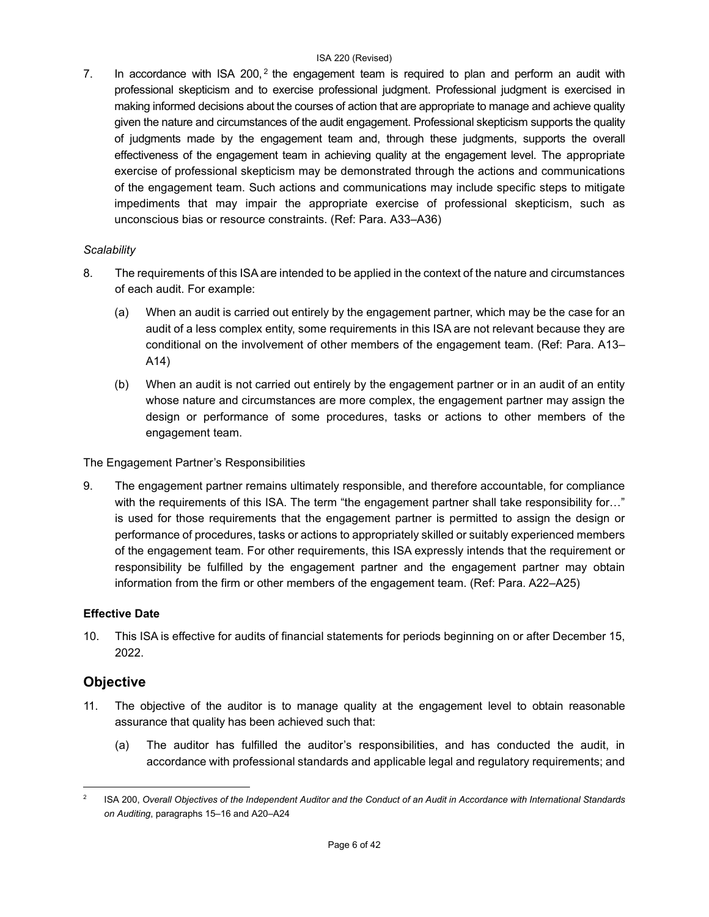7. In accordance with ISA 200,[2] the engagement team is required to plan and perform an audit with professional skepticism and to exercise professional judgment. Professional judgment is exercised in making informed decisions about the courses of action that are appropriate to manage and achieve quality given the nature and circumstances of the audit engagement. Professional skepticism supports the quality of judgments made by the engagement team and, through these judgments, supports the overall effectiveness of the engagement team in achieving quality at the engagement level. The appropriate exercise of professional skepticism may be demonstrated through the actions and communications of the engagement team. Such actions and communications may include specific steps to mitigate impediments that may impair the appropriate exercise of professional skepticism, such as unconscious bias or resource constraints. (Ref: Para. A33–A36)

*Scalability*

8. The requirements of this ISA are intended to be applied in the context of the nature and circumstances of each audit. For example:

   (a) When an audit is carried out entirely by the engagement partner, which may be the case for an audit of a less complex entity, some requirements in this ISA are not relevant because they are conditional on the involvement of other members of the engagement team. (Ref: Para. A13–A14)

   (b) When an audit is not carried out entirely by the engagement partner or in an audit of an entity whose nature and circumstances are more complex, the engagement partner may assign the design or performance of some procedures, tasks or actions to other members of the engagement team.

The Engagement Partner's Responsibilities

9. The engagement partner remains ultimately responsible, and therefore accountable, for compliance with the requirements of this ISA. The term "the engagement partner shall take responsibility for…" is used for those requirements that the engagement partner is permitted to assign the design or performance of procedures, tasks or actions to appropriately skilled or suitably experienced members of the engagement team. For other requirements, this ISA expressly intends that the requirement or responsibility be fulfilled by the engagement partner and the engagement partner may obtain information from the firm or other members of the engagement team. (Ref: Para. A22–A25)

### Effective Date

10. This ISA is effective for audits of financial statements for periods beginning on or after December 15, 2022.

## Objective

11. The objective of the auditor is to manage quality at the engagement level to obtain reasonable assurance that quality has been achieved such that:

    (a) The auditor has fulfilled the auditor's responsibilities, and has conducted the audit, in accordance with professional standards and applicable legal and regulatory requirements; and

---

[2] ISA 200, *Overall Objectives of the Independent Auditor and the Conduct of an Audit in Accordance with International Standards on Auditing*, paragraphs 15–16 and A20–A24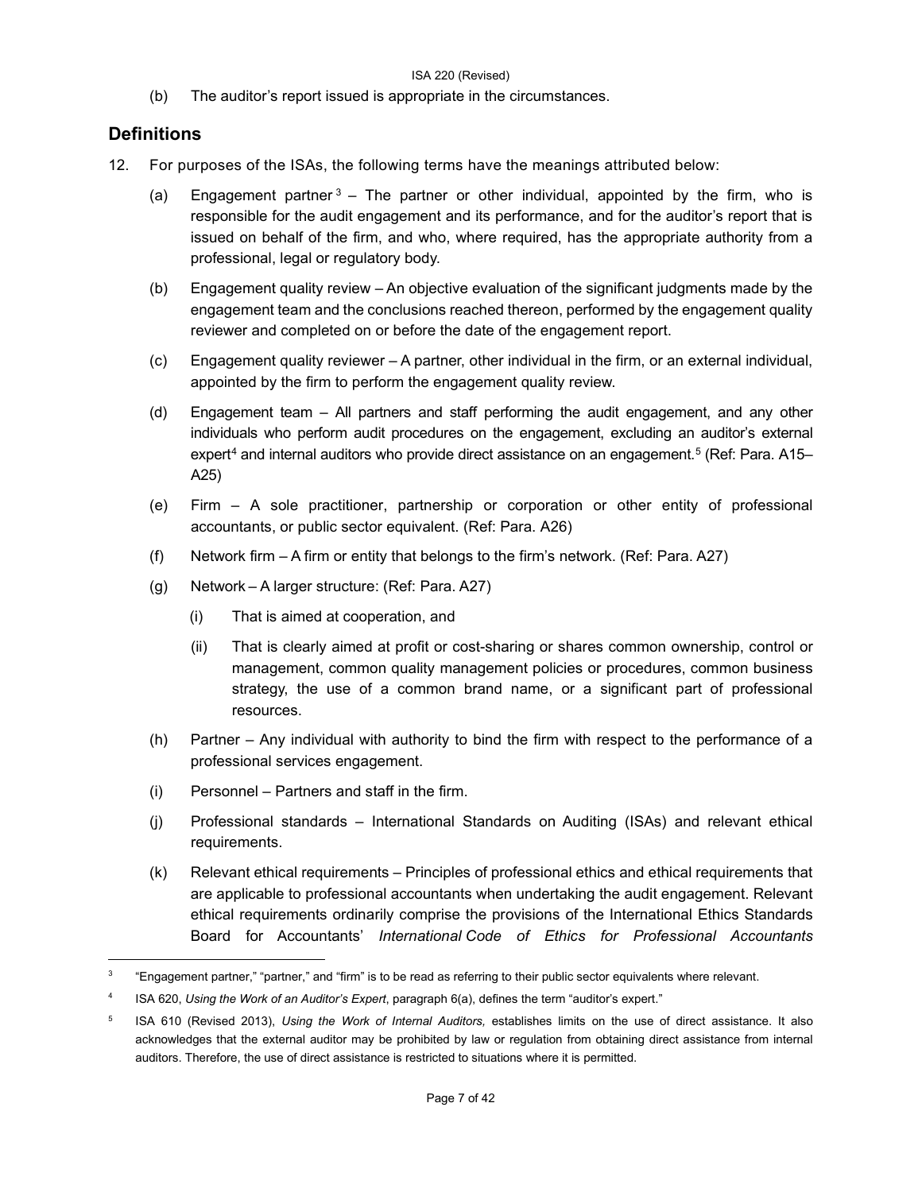(b) The auditor's report issued is appropriate in the circumstances.

## Definitions

12. For purposes of the ISAs, the following terms have the meanings attributed below:

    (a) Engagement partner[3] – The partner or other individual, appointed by the firm, who is responsible for the audit engagement and its performance, and for the auditor's report that is issued on behalf of the firm, and who, where required, has the appropriate authority from a professional, legal or regulatory body.

    (b) Engagement quality review – An objective evaluation of the significant judgments made by the engagement team and the conclusions reached thereon, performed by the engagement quality reviewer and completed on or before the date of the engagement report.

    (c) Engagement quality reviewer – A partner, other individual in the firm, or an external individual, appointed by the firm to perform the engagement quality review.

    (d) Engagement team – All partners and staff performing the audit engagement, and any other individuals who perform audit procedures on the engagement, excluding an auditor's external expert[4] and internal auditors who provide direct assistance on an engagement.[5] (Ref: Para. A15–A25)

    (e) Firm – A sole practitioner, partnership or corporation or other entity of professional accountants, or public sector equivalent. (Ref: Para. A26)

    (f) Network firm – A firm or entity that belongs to the firm's network. (Ref: Para. A27)

    (g) Network – A larger structure: (Ref: Para. A27)

        (i) That is aimed at cooperation, and

        (ii) That is clearly aimed at profit or cost-sharing or shares common ownership, control or management, common quality management policies or procedures, common business strategy, the use of a common brand name, or a significant part of professional resources.

    (h) Partner – Any individual with authority to bind the firm with respect to the performance of a professional services engagement.

    (i) Personnel – Partners and staff in the firm.

    (j) Professional standards – International Standards on Auditing (ISAs) and relevant ethical requirements.

    (k) Relevant ethical requirements – Principles of professional ethics and ethical requirements that are applicable to professional accountants when undertaking the audit engagement. Relevant ethical requirements ordinarily comprise the provisions of the International Ethics Standards Board for Accountants' *International Code of Ethics for Professional Accountants*

---

[3] "Engagement partner," "partner," and "firm" is to be read as referring to their public sector equivalents where relevant.

[4] ISA 620, *Using the Work of an Auditor's Expert*, paragraph 6(a), defines the term "auditor's expert."

[5] ISA 610 (Revised 2013), *Using the Work of Internal Auditors,* establishes limits on the use of direct assistance. It also acknowledges that the external auditor may be prohibited by law or regulation from obtaining direct assistance from internal auditors. Therefore, the use of direct assistance is restricted to situations where it is permitted.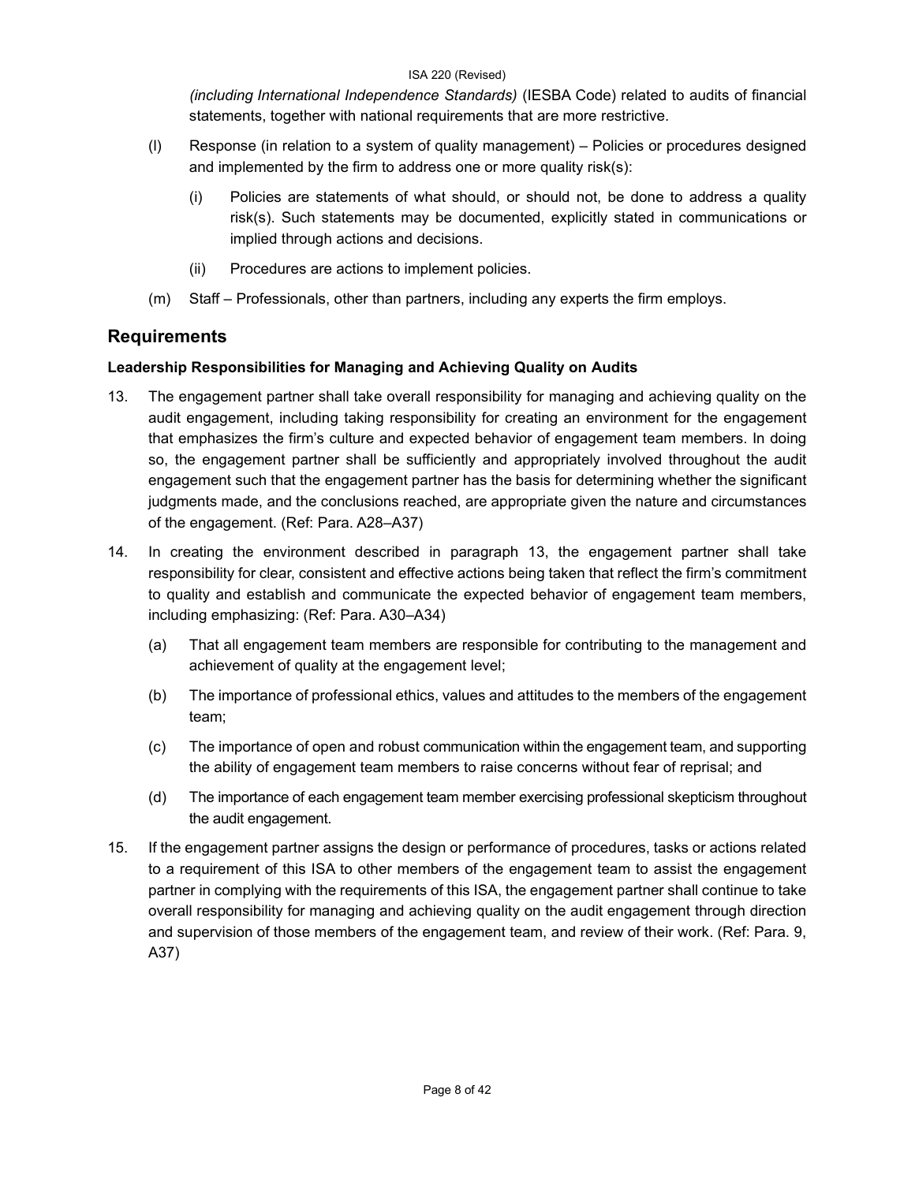*(including International Independence Standards)* (IESBA Code) related to audits of financial statements, together with national requirements that are more restrictive.

(l) Response (in relation to a system of quality management) – Policies or procedures designed and implemented by the firm to address one or more quality risk(s):

   (i) Policies are statements of what should, or should not, be done to address a quality risk(s). Such statements may be documented, explicitly stated in communications or implied through actions and decisions.

   (ii) Procedures are actions to implement policies.

(m) Staff – Professionals, other than partners, including any experts the firm employs.

## Requirements

### Leadership Responsibilities for Managing and Achieving Quality on Audits

13. The engagement partner shall take overall responsibility for managing and achieving quality on the audit engagement, including taking responsibility for creating an environment for the engagement that emphasizes the firm's culture and expected behavior of engagement team members. In doing so, the engagement partner shall be sufficiently and appropriately involved throughout the audit engagement such that the engagement partner has the basis for determining whether the significant judgments made, and the conclusions reached, are appropriate given the nature and circumstances of the engagement. (Ref: Para. A28–A37)

14. In creating the environment described in paragraph 13, the engagement partner shall take responsibility for clear, consistent and effective actions being taken that reflect the firm's commitment to quality and establish and communicate the expected behavior of engagement team members, including emphasizing: (Ref: Para. A30–A34)

    (a) That all engagement team members are responsible for contributing to the management and achievement of quality at the engagement level;

    (b) The importance of professional ethics, values and attitudes to the members of the engagement team;

    (c) The importance of open and robust communication within the engagement team, and supporting the ability of engagement team members to raise concerns without fear of reprisal; and

    (d) The importance of each engagement team member exercising professional skepticism throughout the audit engagement.

15. If the engagement partner assigns the design or performance of procedures, tasks or actions related to a requirement of this ISA to other members of the engagement team to assist the engagement partner in complying with the requirements of this ISA, the engagement partner shall continue to take overall responsibility for managing and achieving quality on the audit engagement through direction and supervision of those members of the engagement team, and review of their work. (Ref: Para. 9, A37)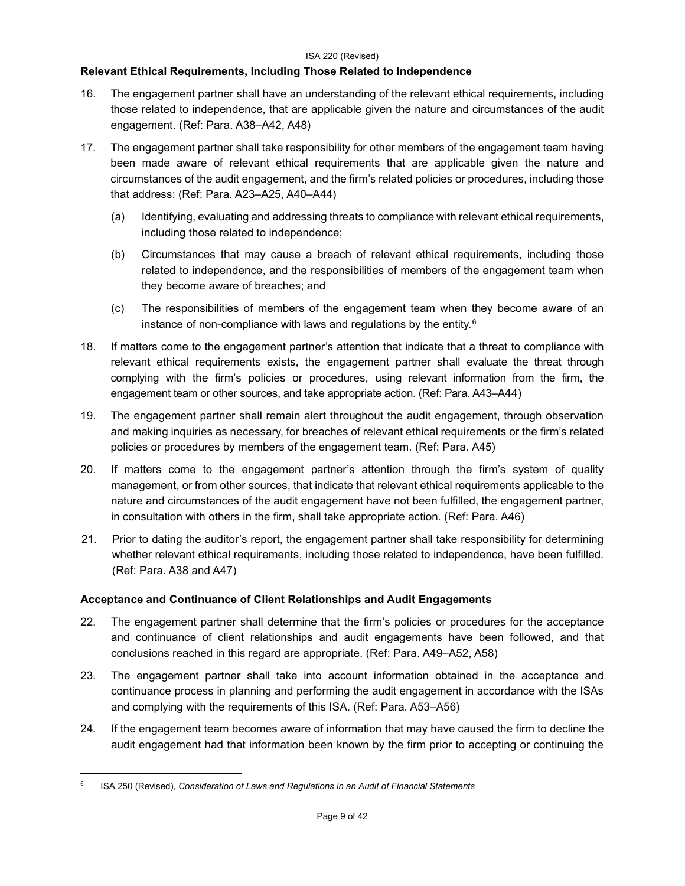## Relevant Ethical Requirements, Including Those Related to Independence

16. The engagement partner shall have an understanding of the relevant ethical requirements, including those related to independence, that are applicable given the nature and circumstances of the audit engagement. (Ref: Para. A38–A42, A48)

17. The engagement partner shall take responsibility for other members of the engagement team having been made aware of relevant ethical requirements that are applicable given the nature and circumstances of the audit engagement, and the firm's related policies or procedures, including those that address: (Ref: Para. A23–A25, A40–A44)

    (a) Identifying, evaluating and addressing threats to compliance with relevant ethical requirements, including those related to independence;

    (b) Circumstances that may cause a breach of relevant ethical requirements, including those related to independence, and the responsibilities of members of the engagement team when they become aware of breaches; and

    (c) The responsibilities of members of the engagement team when they become aware of an instance of non-compliance with laws and regulations by the entity.[6]

18. If matters come to the engagement partner's attention that indicate that a threat to compliance with relevant ethical requirements exists, the engagement partner shall evaluate the threat through complying with the firm's policies or procedures, using relevant information from the firm, the engagement team or other sources, and take appropriate action. (Ref: Para. A43–A44)

19. The engagement partner shall remain alert throughout the audit engagement, through observation and making inquiries as necessary, for breaches of relevant ethical requirements or the firm's related policies or procedures by members of the engagement team. (Ref: Para. A45)

20. If matters come to the engagement partner's attention through the firm's system of quality management, or from other sources, that indicate that relevant ethical requirements applicable to the nature and circumstances of the audit engagement have not been fulfilled, the engagement partner, in consultation with others in the firm, shall take appropriate action. (Ref: Para. A46)

21. Prior to dating the auditor's report, the engagement partner shall take responsibility for determining whether relevant ethical requirements, including those related to independence, have been fulfilled. (Ref: Para. A38 and A47)

## Acceptance and Continuance of Client Relationships and Audit Engagements

22. The engagement partner shall determine that the firm's policies or procedures for the acceptance and continuance of client relationships and audit engagements have been followed, and that conclusions reached in this regard are appropriate. (Ref: Para. A49–A52, A58)

23. The engagement partner shall take into account information obtained in the acceptance and continuance process in planning and performing the audit engagement in accordance with the ISAs and complying with the requirements of this ISA. (Ref: Para. A53–A56)

24. If the engagement team becomes aware of information that may have caused the firm to decline the audit engagement had that information been known by the firm prior to accepting or continuing the

---

[6] ISA 250 (Revised), *Consideration of Laws and Regulations in an Audit of Financial Statements*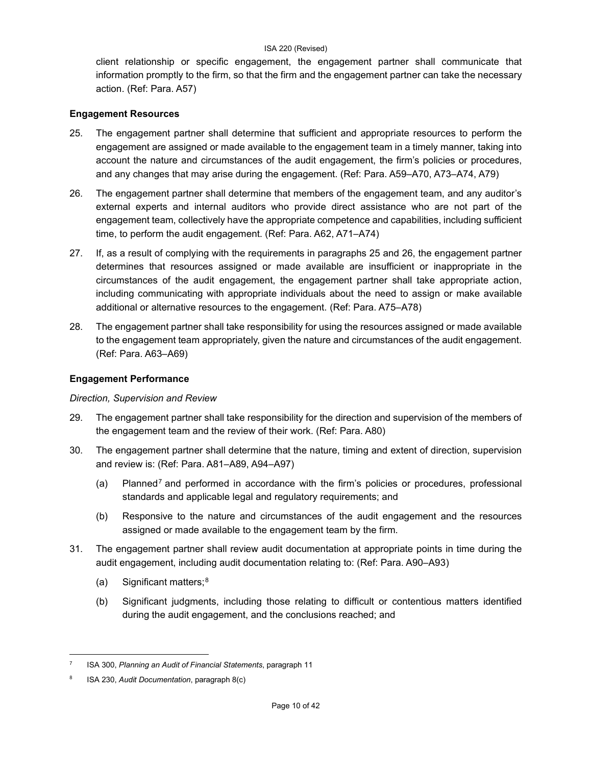client relationship or specific engagement, the engagement partner shall communicate that information promptly to the firm, so that the firm and the engagement partner can take the necessary action. (Ref: Para. A57)

### Engagement Resources

25. The engagement partner shall determine that sufficient and appropriate resources to perform the engagement are assigned or made available to the engagement team in a timely manner, taking into account the nature and circumstances of the audit engagement, the firm's policies or procedures, and any changes that may arise during the engagement. (Ref: Para. A59–A70, A73–A74, A79)

26. The engagement partner shall determine that members of the engagement team, and any auditor's external experts and internal auditors who provide direct assistance who are not part of the engagement team, collectively have the appropriate competence and capabilities, including sufficient time, to perform the audit engagement. (Ref: Para. A62, A71–A74)

27. If, as a result of complying with the requirements in paragraphs 25 and 26, the engagement partner determines that resources assigned or made available are insufficient or inappropriate in the circumstances of the audit engagement, the engagement partner shall take appropriate action, including communicating with appropriate individuals about the need to assign or make available additional or alternative resources to the engagement. (Ref: Para. A75–A78)

28. The engagement partner shall take responsibility for using the resources assigned or made available to the engagement team appropriately, given the nature and circumstances of the audit engagement. (Ref: Para. A63–A69)

### Engagement Performance

*Direction, Supervision and Review*

29. The engagement partner shall take responsibility for the direction and supervision of the members of the engagement team and the review of their work. (Ref: Para. A80)

30. The engagement partner shall determine that the nature, timing and extent of direction, supervision and review is: (Ref: Para. A81–A89, A94–A97)

    (a) Planned[7] and performed in accordance with the firm's policies or procedures, professional standards and applicable legal and regulatory requirements; and

    (b) Responsive to the nature and circumstances of the audit engagement and the resources assigned or made available to the engagement team by the firm.

31. The engagement partner shall review audit documentation at appropriate points in time during the audit engagement, including audit documentation relating to: (Ref: Para. A90–A93)

    (a) Significant matters;[8]

    (b) Significant judgments, including those relating to difficult or contentious matters identified during the audit engagement, and the conclusions reached; and

---

[7] ISA 300, *Planning an Audit of Financial Statements*, paragraph 11

[8] ISA 230, *Audit Documentation*, paragraph 8(c)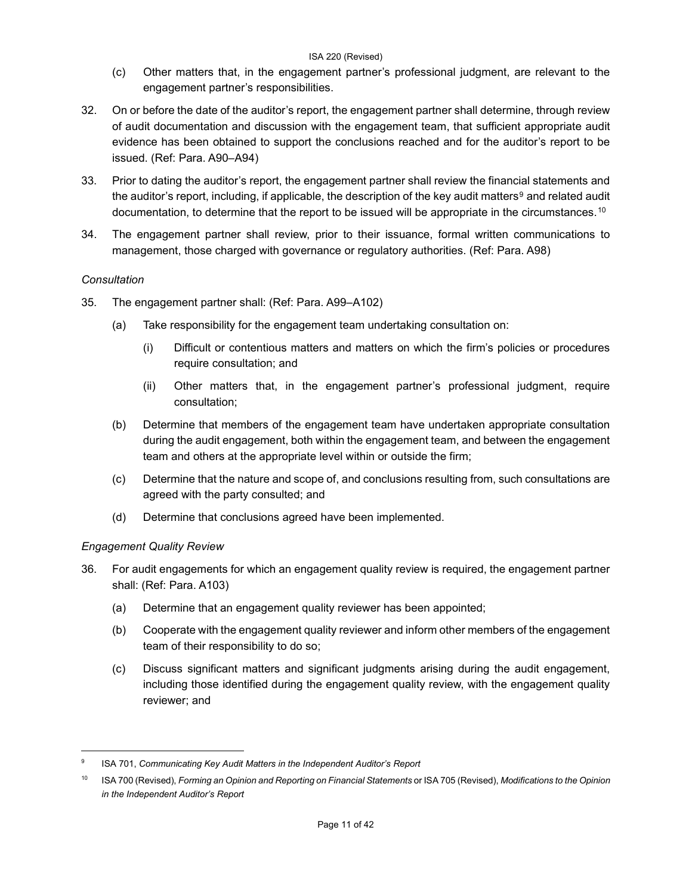(c) Other matters that, in the engagement partner's professional judgment, are relevant to the engagement partner's responsibilities.

32. On or before the date of the auditor's report, the engagement partner shall determine, through review of audit documentation and discussion with the engagement team, that sufficient appropriate audit evidence has been obtained to support the conclusions reached and for the auditor's report to be issued. (Ref: Para. A90–A94)

33. Prior to dating the auditor's report, the engagement partner shall review the financial statements and the auditor's report, including, if applicable, the description of the key audit matters[9] and related audit documentation, to determine that the report to be issued will be appropriate in the circumstances.[10]

34. The engagement partner shall review, prior to their issuance, formal written communications to management, those charged with governance or regulatory authorities. (Ref: Para. A98)

*Consultation*

35. The engagement partner shall: (Ref: Para. A99–A102)

    (a) Take responsibility for the engagement team undertaking consultation on:

        (i) Difficult or contentious matters and matters on which the firm's policies or procedures require consultation; and

        (ii) Other matters that, in the engagement partner's professional judgment, require consultation;

    (b) Determine that members of the engagement team have undertaken appropriate consultation during the audit engagement, both within the engagement team, and between the engagement team and others at the appropriate level within or outside the firm;

    (c) Determine that the nature and scope of, and conclusions resulting from, such consultations are agreed with the party consulted; and

    (d) Determine that conclusions agreed have been implemented.

*Engagement Quality Review*

36. For audit engagements for which an engagement quality review is required, the engagement partner shall: (Ref: Para. A103)

    (a) Determine that an engagement quality reviewer has been appointed;

    (b) Cooperate with the engagement quality reviewer and inform other members of the engagement team of their responsibility to do so;

    (c) Discuss significant matters and significant judgments arising during the audit engagement, including those identified during the engagement quality review, with the engagement quality reviewer; and

---

[9] ISA 701, *Communicating Key Audit Matters in the Independent Auditor's Report*

[10] ISA 700 (Revised), *Forming an Opinion and Reporting on Financial Statements* or ISA 705 (Revised), *Modifications to the Opinion in the Independent Auditor's Report*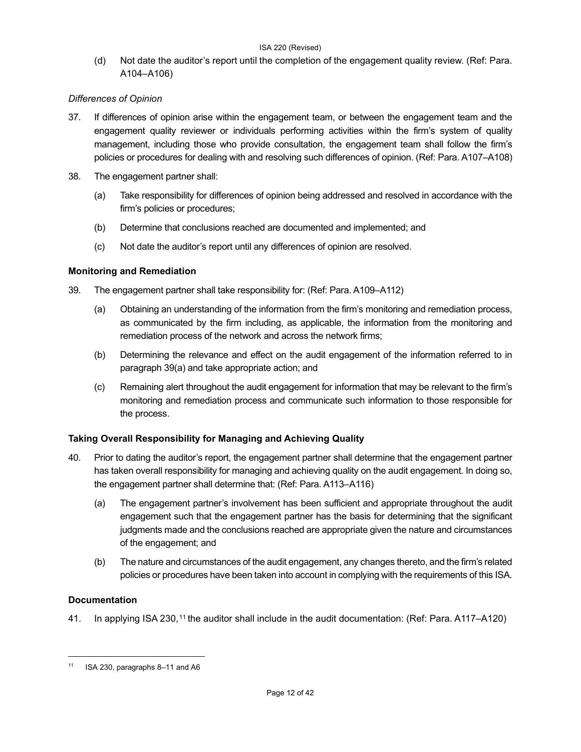(d) Not date the auditor's report until the completion of the engagement quality review. (Ref: Para. A104–A106)

*Differences of Opinion*

37. If differences of opinion arise within the engagement team, or between the engagement team and the engagement quality reviewer or individuals performing activities within the firm's system of quality management, including those who provide consultation, the engagement team shall follow the firm's policies or procedures for dealing with and resolving such differences of opinion. (Ref: Para. A107–A108)

38. The engagement partner shall:

    (a) Take responsibility for differences of opinion being addressed and resolved in accordance with the firm's policies or procedures;

    (b) Determine that conclusions reached are documented and implemented; and

    (c) Not date the auditor's report until any differences of opinion are resolved.

**Monitoring and Remediation**

39. The engagement partner shall take responsibility for: (Ref: Para. A109–A112)

    (a) Obtaining an understanding of the information from the firm's monitoring and remediation process, as communicated by the firm including, as applicable, the information from the monitoring and remediation process of the network and across the network firms;

    (b) Determining the relevance and effect on the audit engagement of the information referred to in paragraph 39(a) and take appropriate action; and

    (c) Remaining alert throughout the audit engagement for information that may be relevant to the firm's monitoring and remediation process and communicate such information to those responsible for the process.

**Taking Overall Responsibility for Managing and Achieving Quality**

40. Prior to dating the auditor's report, the engagement partner shall determine that the engagement partner has taken overall responsibility for managing and achieving quality on the audit engagement. In doing so, the engagement partner shall determine that: (Ref: Para. A113–A116)

    (a) The engagement partner's involvement has been sufficient and appropriate throughout the audit engagement such that the engagement partner has the basis for determining that the significant judgments made and the conclusions reached are appropriate given the nature and circumstances of the engagement; and

    (b) The nature and circumstances of the audit engagement, any changes thereto, and the firm's related policies or procedures have been taken into account in complying with the requirements of this ISA.

**Documentation**

41. In applying ISA 230,[11] the auditor shall include in the audit documentation: (Ref: Para. A117–A120)

---

[11] ISA 230, paragraphs 8–11 and A6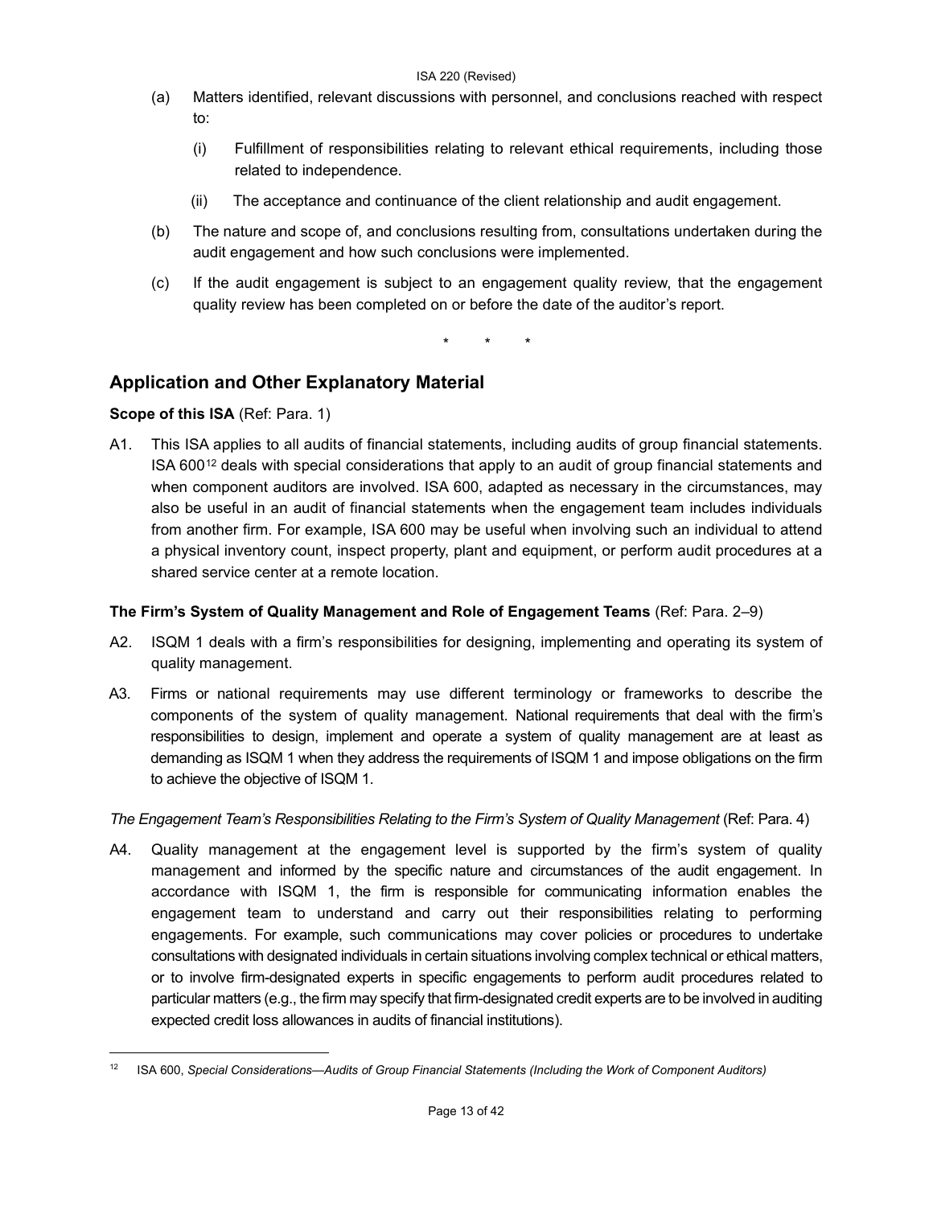(a) Matters identified, relevant discussions with personnel, and conclusions reached with respect to:

   (i) Fulfillment of responsibilities relating to relevant ethical requirements, including those related to independence.

   (ii) The acceptance and continuance of the client relationship and audit engagement.

(b) The nature and scope of, and conclusions resulting from, consultations undertaken during the audit engagement and how such conclusions were implemented.

(c) If the audit engagement is subject to an engagement quality review, that the engagement quality review has been completed on or before the date of the auditor's report.

\* \* \*

## Application and Other Explanatory Material

**Scope of this ISA** (Ref: Para. 1)

A1. This ISA applies to all audits of financial statements, including audits of group financial statements. ISA 600[12] deals with special considerations that apply to an audit of group financial statements and when component auditors are involved. ISA 600, adapted as necessary in the circumstances, may also be useful in an audit of financial statements when the engagement team includes individuals from another firm. For example, ISA 600 may be useful when involving such an individual to attend a physical inventory count, inspect property, plant and equipment, or perform audit procedures at a shared service center at a remote location.

**The Firm's System of Quality Management and Role of Engagement Teams** (Ref: Para. 2–9)

A2. ISQM 1 deals with a firm's responsibilities for designing, implementing and operating its system of quality management.

A3. Firms or national requirements may use different terminology or frameworks to describe the components of the system of quality management. National requirements that deal with the firm's responsibilities to design, implement and operate a system of quality management are at least as demanding as ISQM 1 when they address the requirements of ISQM 1 and impose obligations on the firm to achieve the objective of ISQM 1.

*The Engagement Team's Responsibilities Relating to the Firm's System of Quality Management* (Ref: Para. 4)

A4. Quality management at the engagement level is supported by the firm's system of quality management and informed by the specific nature and circumstances of the audit engagement. In accordance with ISQM 1, the firm is responsible for communicating information enables the engagement team to understand and carry out their responsibilities relating to performing engagements. For example, such communications may cover policies or procedures to undertake consultations with designated individuals in certain situations involving complex technical or ethical matters, or to involve firm-designated experts in specific engagements to perform audit procedures related to particular matters (e.g., the firm may specify that firm-designated credit experts are to be involved in auditing expected credit loss allowances in audits of financial institutions).

[12] ISA 600, *Special Considerations—Audits of Group Financial Statements (Including the Work of Component Auditors)*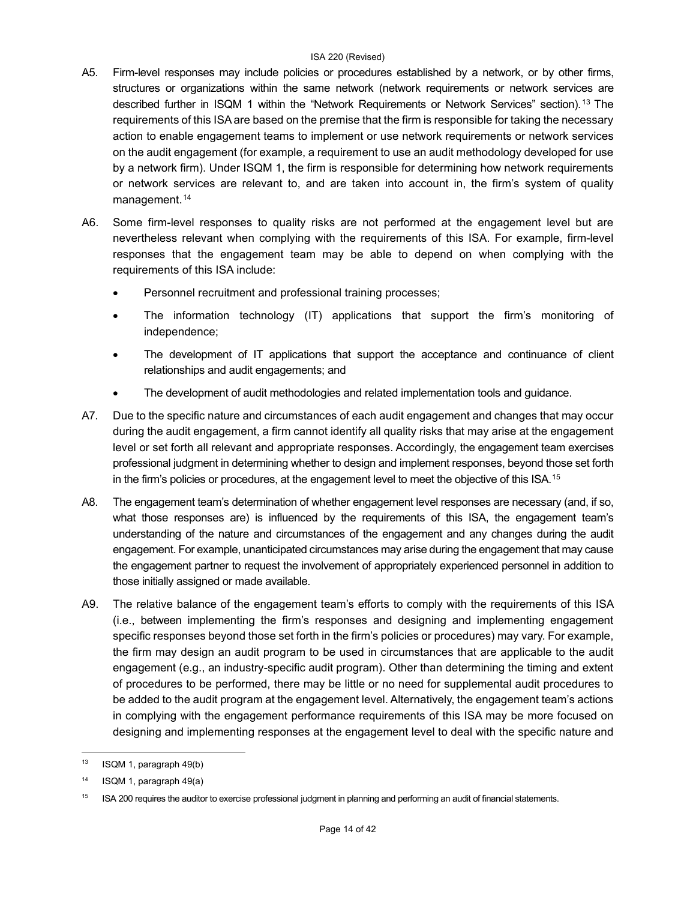A5. Firm-level responses may include policies or procedures established by a network, or by other firms, structures or organizations within the same network (network requirements or network services are described further in ISQM 1 within the "Network Requirements or Network Services" section).[13] The requirements of this ISA are based on the premise that the firm is responsible for taking the necessary action to enable engagement teams to implement or use network requirements or network services on the audit engagement (for example, a requirement to use an audit methodology developed for use by a network firm). Under ISQM 1, the firm is responsible for determining how network requirements or network services are relevant to, and are taken into account in, the firm's system of quality management.[14]

A6. Some firm-level responses to quality risks are not performed at the engagement level but are nevertheless relevant when complying with the requirements of this ISA. For example, firm-level responses that the engagement team may be able to depend on when complying with the requirements of this ISA include:

- Personnel recruitment and professional training processes;
- The information technology (IT) applications that support the firm's monitoring of independence;
- The development of IT applications that support the acceptance and continuance of client relationships and audit engagements; and
- The development of audit methodologies and related implementation tools and guidance.

A7. Due to the specific nature and circumstances of each audit engagement and changes that may occur during the audit engagement, a firm cannot identify all quality risks that may arise at the engagement level or set forth all relevant and appropriate responses. Accordingly, the engagement team exercises professional judgment in determining whether to design and implement responses, beyond those set forth in the firm's policies or procedures, at the engagement level to meet the objective of this ISA.[15]

A8. The engagement team's determination of whether engagement level responses are necessary (and, if so, what those responses are) is influenced by the requirements of this ISA, the engagement team's understanding of the nature and circumstances of the engagement and any changes during the audit engagement. For example, unanticipated circumstances may arise during the engagement that may cause the engagement partner to request the involvement of appropriately experienced personnel in addition to those initially assigned or made available.

A9. The relative balance of the engagement team's efforts to comply with the requirements of this ISA (i.e., between implementing the firm's responses and designing and implementing engagement specific responses beyond those set forth in the firm's policies or procedures) may vary. For example, the firm may design an audit program to be used in circumstances that are applicable to the audit engagement (e.g., an industry-specific audit program). Other than determining the timing and extent of procedures to be performed, there may be little or no need for supplemental audit procedures to be added to the audit program at the engagement level. Alternatively, the engagement team's actions in complying with the engagement performance requirements of this ISA may be more focused on designing and implementing responses at the engagement level to deal with the specific nature and

---

[13] ISQM 1, paragraph 49(b)

[14] ISQM 1, paragraph 49(a)

[15] ISA 200 requires the auditor to exercise professional judgment in planning and performing an audit of financial statements.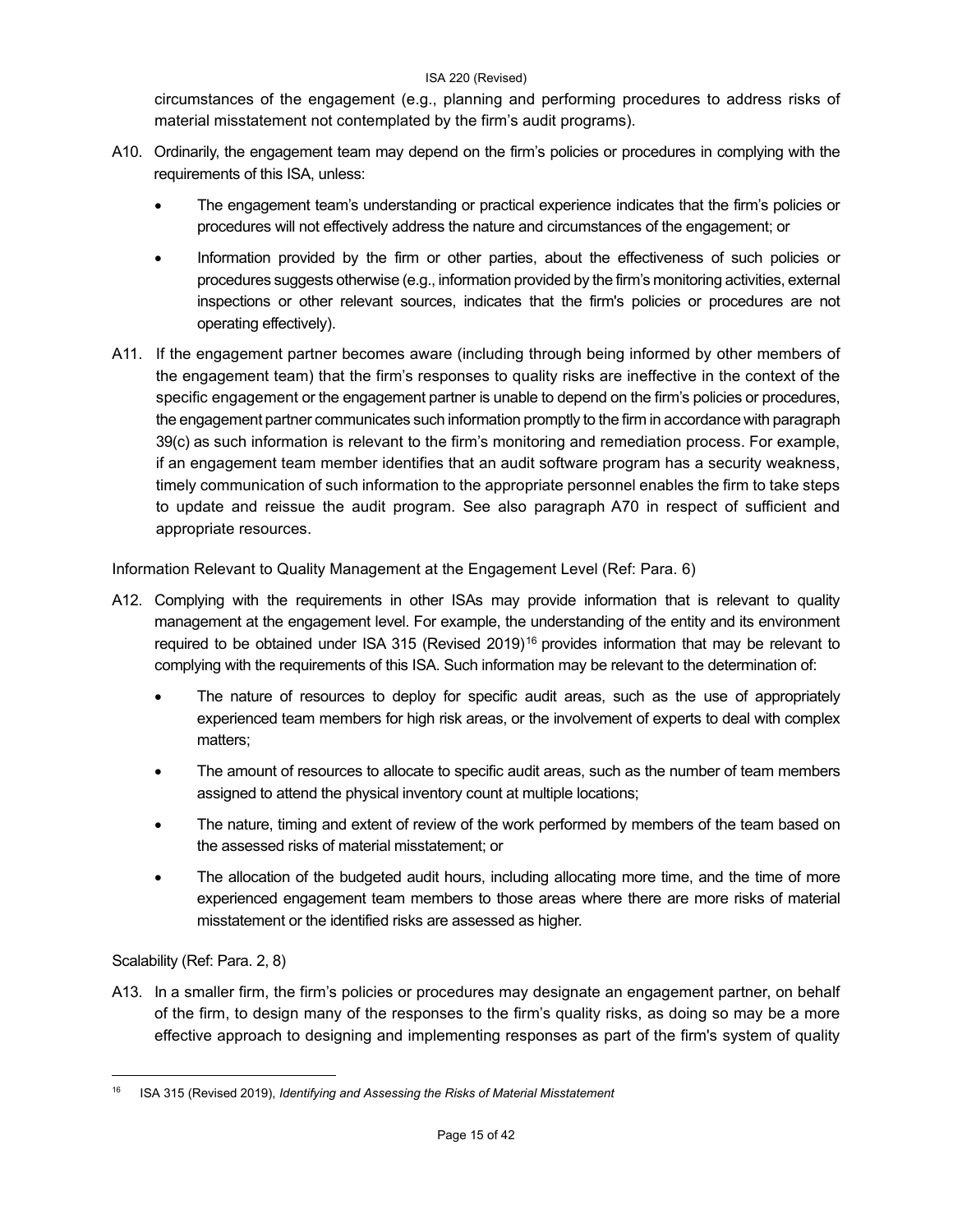circumstances of the engagement (e.g., planning and performing procedures to address risks of material misstatement not contemplated by the firm's audit programs).

A10. Ordinarily, the engagement team may depend on the firm's policies or procedures in complying with the requirements of this ISA, unless:

- The engagement team's understanding or practical experience indicates that the firm's policies or procedures will not effectively address the nature and circumstances of the engagement; or
- Information provided by the firm or other parties, about the effectiveness of such policies or procedures suggests otherwise (e.g., information provided by the firm's monitoring activities, external inspections or other relevant sources, indicates that the firm's policies or procedures are not operating effectively).

A11. If the engagement partner becomes aware (including through being informed by other members of the engagement team) that the firm's responses to quality risks are ineffective in the context of the specific engagement or the engagement partner is unable to depend on the firm's policies or procedures, the engagement partner communicates such information promptly to the firm in accordance with paragraph 39(c) as such information is relevant to the firm's monitoring and remediation process. For example, if an engagement team member identifies that an audit software program has a security weakness, timely communication of such information to the appropriate personnel enables the firm to take steps to update and reissue the audit program. See also paragraph A70 in respect of sufficient and appropriate resources.

Information Relevant to Quality Management at the Engagement Level (Ref: Para. 6)

A12. Complying with the requirements in other ISAs may provide information that is relevant to quality management at the engagement level. For example, the understanding of the entity and its environment required to be obtained under ISA 315 (Revised 2019)[16] provides information that may be relevant to complying with the requirements of this ISA. Such information may be relevant to the determination of:

- The nature of resources to deploy for specific audit areas, such as the use of appropriately experienced team members for high risk areas, or the involvement of experts to deal with complex matters;
- The amount of resources to allocate to specific audit areas, such as the number of team members assigned to attend the physical inventory count at multiple locations;
- The nature, timing and extent of review of the work performed by members of the team based on the assessed risks of material misstatement; or
- The allocation of the budgeted audit hours, including allocating more time, and the time of more experienced engagement team members to those areas where there are more risks of material misstatement or the identified risks are assessed as higher.

Scalability (Ref: Para. 2, 8)

A13. In a smaller firm, the firm's policies or procedures may designate an engagement partner, on behalf of the firm, to design many of the responses to the firm's quality risks, as doing so may be a more effective approach to designing and implementing responses as part of the firm's system of quality

---

[16] ISA 315 (Revised 2019), *Identifying and Assessing the Risks of Material Misstatement*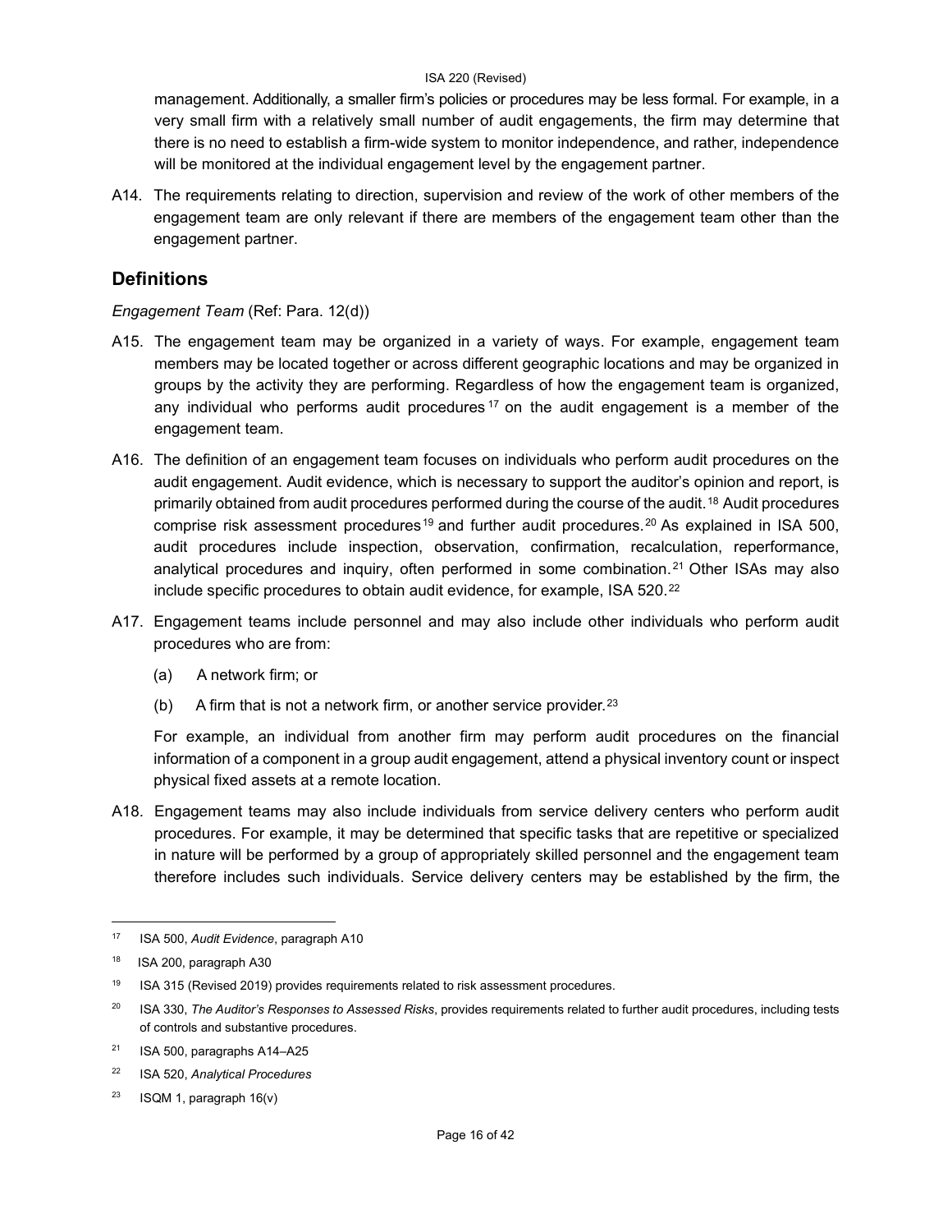management. Additionally, a smaller firm's policies or procedures may be less formal. For example, in a very small firm with a relatively small number of audit engagements, the firm may determine that there is no need to establish a firm-wide system to monitor independence, and rather, independence will be monitored at the individual engagement level by the engagement partner.

A14. The requirements relating to direction, supervision and review of the work of other members of the engagement team are only relevant if there are members of the engagement team other than the engagement partner.

## Definitions

*Engagement Team* (Ref: Para. 12(d))

A15. The engagement team may be organized in a variety of ways. For example, engagement team members may be located together or across different geographic locations and may be organized in groups by the activity they are performing. Regardless of how the engagement team is organized, any individual who performs audit procedures [17] on the audit engagement is a member of the engagement team.

A16. The definition of an engagement team focuses on individuals who perform audit procedures on the audit engagement. Audit evidence, which is necessary to support the auditor's opinion and report, is primarily obtained from audit procedures performed during the course of the audit. [18] Audit procedures comprise risk assessment procedures [19] and further audit procedures. [20] As explained in ISA 500, audit procedures include inspection, observation, confirmation, recalculation, reperformance, analytical procedures and inquiry, often performed in some combination. [21] Other ISAs may also include specific procedures to obtain audit evidence, for example, ISA 520. [22]

A17. Engagement teams include personnel and may also include other individuals who perform audit procedures who are from:

(a) A network firm; or

(b) A firm that is not a network firm, or another service provider. [23]

For example, an individual from another firm may perform audit procedures on the financial information of a component in a group audit engagement, attend a physical inventory count or inspect physical fixed assets at a remote location.

A18. Engagement teams may also include individuals from service delivery centers who perform audit procedures. For example, it may be determined that specific tasks that are repetitive or specialized in nature will be performed by a group of appropriately skilled personnel and the engagement team therefore includes such individuals. Service delivery centers may be established by the firm, the

---

[17] ISA 500, *Audit Evidence*, paragraph A10

[18] ISA 200, paragraph A30

[19] ISA 315 (Revised 2019) provides requirements related to risk assessment procedures.

[20] ISA 330, *The Auditor's Responses to Assessed Risks*, provides requirements related to further audit procedures, including tests of controls and substantive procedures.

[21] ISA 500, paragraphs A14–A25

[22] ISA 520, *Analytical Procedures*

[23] ISQM 1, paragraph 16(v)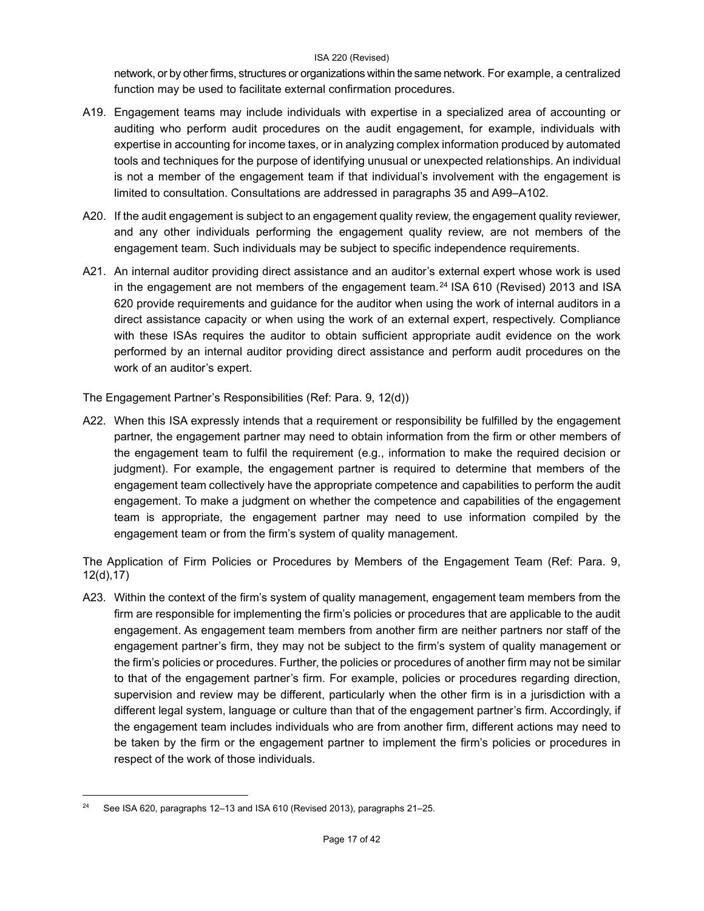network, or by other firms, structures or organizations within the same network. For example, a centralized function may be used to facilitate external confirmation procedures.

A19. Engagement teams may include individuals with expertise in a specialized area of accounting or auditing who perform audit procedures on the audit engagement, for example, individuals with expertise in accounting for income taxes, or in analyzing complex information produced by automated tools and techniques for the purpose of identifying unusual or unexpected relationships. An individual is not a member of the engagement team if that individual's involvement with the engagement is limited to consultation. Consultations are addressed in paragraphs 35 and A99–A102.

A20. If the audit engagement is subject to an engagement quality review, the engagement quality reviewer, and any other individuals performing the engagement quality review, are not members of the engagement team. Such individuals may be subject to specific independence requirements.

A21. An internal auditor providing direct assistance and an auditor's external expert whose work is used in the engagement are not members of the engagement team.[24] ISA 610 (Revised) 2013 and ISA 620 provide requirements and guidance for the auditor when using the work of internal auditors in a direct assistance capacity or when using the work of an external expert, respectively. Compliance with these ISAs requires the auditor to obtain sufficient appropriate audit evidence on the work performed by an internal auditor providing direct assistance and perform audit procedures on the work of an auditor's expert.

The Engagement Partner's Responsibilities (Ref: Para. 9, 12(d))

A22. When this ISA expressly intends that a requirement or responsibility be fulfilled by the engagement partner, the engagement partner may need to obtain information from the firm or other members of the engagement team to fulfil the requirement (e.g., information to make the required decision or judgment). For example, the engagement partner is required to determine that members of the engagement team collectively have the appropriate competence and capabilities to perform the audit engagement. To make a judgment on whether the competence and capabilities of the engagement team is appropriate, the engagement partner may need to use information compiled by the engagement team or from the firm's system of quality management.

The Application of Firm Policies or Procedures by Members of the Engagement Team (Ref: Para. 9, 12(d),17)

A23. Within the context of the firm's system of quality management, engagement team members from the firm are responsible for implementing the firm's policies or procedures that are applicable to the audit engagement. As engagement team members from another firm are neither partners nor staff of the engagement partner's firm, they may not be subject to the firm's system of quality management or the firm's policies or procedures. Further, the policies or procedures of another firm may not be similar to that of the engagement partner's firm. For example, policies or procedures regarding direction, supervision and review may be different, particularly when the other firm is in a jurisdiction with a different legal system, language or culture than that of the engagement partner's firm. Accordingly, if the engagement team includes individuals who are from another firm, different actions may need to be taken by the firm or the engagement partner to implement the firm's policies or procedures in respect of the work of those individuals.

[24] See ISA 620, paragraphs 12–13 and ISA 610 (Revised 2013), paragraphs 21–25.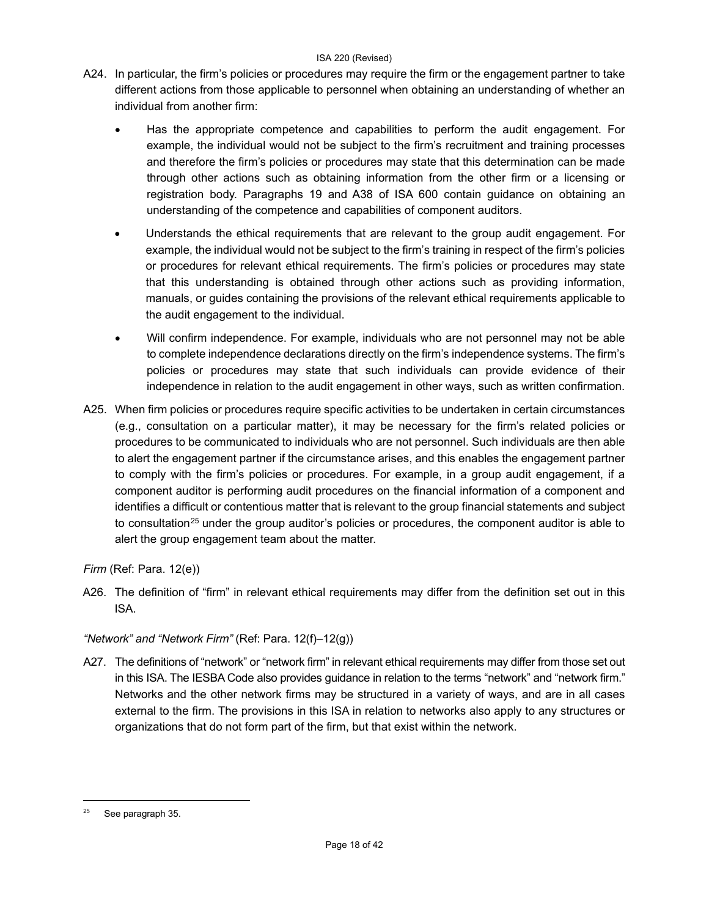A24. In particular, the firm's policies or procedures may require the firm or the engagement partner to take different actions from those applicable to personnel when obtaining an understanding of whether an individual from another firm:

- Has the appropriate competence and capabilities to perform the audit engagement. For example, the individual would not be subject to the firm's recruitment and training processes and therefore the firm's policies or procedures may state that this determination can be made through other actions such as obtaining information from the other firm or a licensing or registration body. Paragraphs 19 and A38 of ISA 600 contain guidance on obtaining an understanding of the competence and capabilities of component auditors.
- Understands the ethical requirements that are relevant to the group audit engagement. For example, the individual would not be subject to the firm's training in respect of the firm's policies or procedures for relevant ethical requirements. The firm's policies or procedures may state that this understanding is obtained through other actions such as providing information, manuals, or guides containing the provisions of the relevant ethical requirements applicable to the audit engagement to the individual.
- Will confirm independence. For example, individuals who are not personnel may not be able to complete independence declarations directly on the firm's independence systems. The firm's policies or procedures may state that such individuals can provide evidence of their independence in relation to the audit engagement in other ways, such as written confirmation.

A25. When firm policies or procedures require specific activities to be undertaken in certain circumstances (e.g., consultation on a particular matter), it may be necessary for the firm's related policies or procedures to be communicated to individuals who are not personnel. Such individuals are then able to alert the engagement partner if the circumstance arises, and this enables the engagement partner to comply with the firm's policies or procedures. For example, in a group audit engagement, if a component auditor is performing audit procedures on the financial information of a component and identifies a difficult or contentious matter that is relevant to the group financial statements and subject to consultation[25] under the group auditor's policies or procedures, the component auditor is able to alert the group engagement team about the matter.

*Firm* (Ref: Para. 12(e))

A26. The definition of "firm" in relevant ethical requirements may differ from the definition set out in this ISA.

*"Network" and "Network Firm"* (Ref: Para. 12(f)–12(g))

A27. The definitions of "network" or "network firm" in relevant ethical requirements may differ from those set out in this ISA. The IESBA Code also provides guidance in relation to the terms "network" and "network firm." Networks and the other network firms may be structured in a variety of ways, and are in all cases external to the firm. The provisions in this ISA in relation to networks also apply to any structures or organizations that do not form part of the firm, but that exist within the network.

---

[25] See paragraph 35.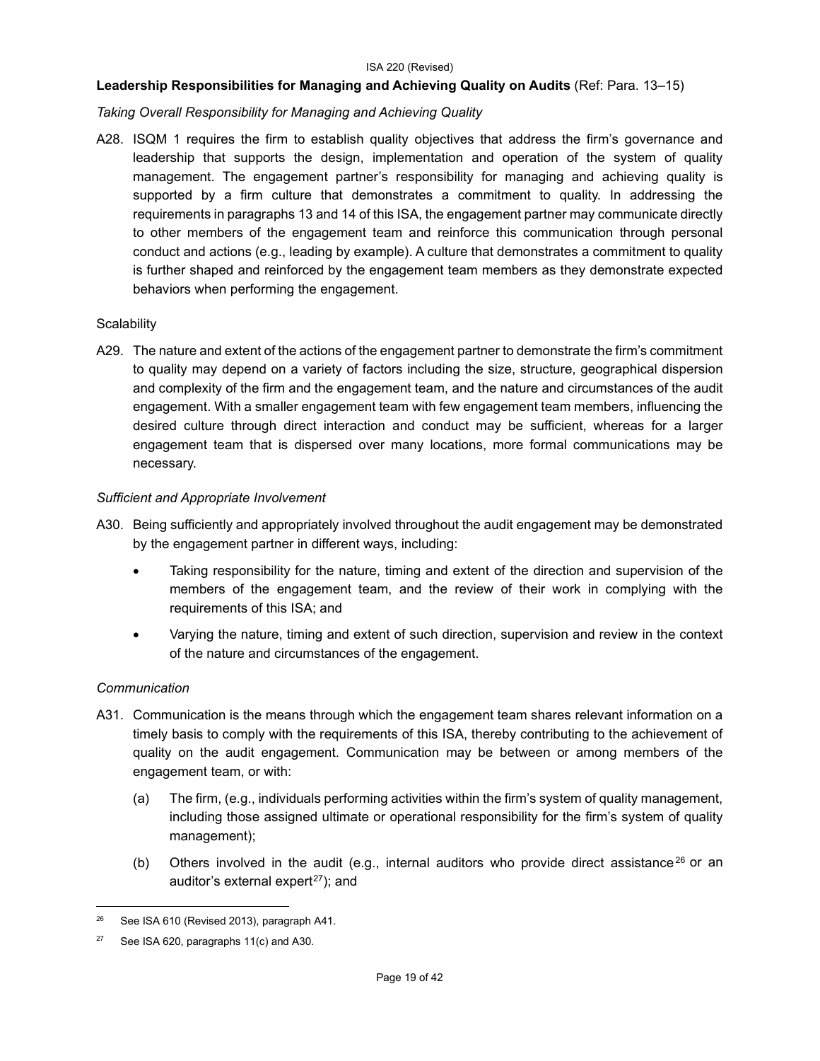**Leadership Responsibilities for Managing and Achieving Quality on Audits** (Ref: Para. 13–15)

*Taking Overall Responsibility for Managing and Achieving Quality*

A28. ISQM 1 requires the firm to establish quality objectives that address the firm's governance and leadership that supports the design, implementation and operation of the system of quality management. The engagement partner's responsibility for managing and achieving quality is supported by a firm culture that demonstrates a commitment to quality. In addressing the requirements in paragraphs 13 and 14 of this ISA, the engagement partner may communicate directly to other members of the engagement team and reinforce this communication through personal conduct and actions (e.g., leading by example). A culture that demonstrates a commitment to quality is further shaped and reinforced by the engagement team members as they demonstrate expected behaviors when performing the engagement.

Scalability

A29. The nature and extent of the actions of the engagement partner to demonstrate the firm's commitment to quality may depend on a variety of factors including the size, structure, geographical dispersion and complexity of the firm and the engagement team, and the nature and circumstances of the audit engagement. With a smaller engagement team with few engagement team members, influencing the desired culture through direct interaction and conduct may be sufficient, whereas for a larger engagement team that is dispersed over many locations, more formal communications may be necessary.

*Sufficient and Appropriate Involvement*

A30. Being sufficiently and appropriately involved throughout the audit engagement may be demonstrated by the engagement partner in different ways, including:

- Taking responsibility for the nature, timing and extent of the direction and supervision of the members of the engagement team, and the review of their work in complying with the requirements of this ISA; and
- Varying the nature, timing and extent of such direction, supervision and review in the context of the nature and circumstances of the engagement.

*Communication*

A31. Communication is the means through which the engagement team shares relevant information on a timely basis to comply with the requirements of this ISA, thereby contributing to the achievement of quality on the audit engagement. Communication may be between or among members of the engagement team, or with:

(a) The firm, (e.g., individuals performing activities within the firm's system of quality management, including those assigned ultimate or operational responsibility for the firm's system of quality management);

(b) Others involved in the audit (e.g., internal auditors who provide direct assistance[26] or an auditor's external expert[27]); and

---

[26] See ISA 610 (Revised 2013), paragraph A41.

[27] See ISA 620, paragraphs 11(c) and A30.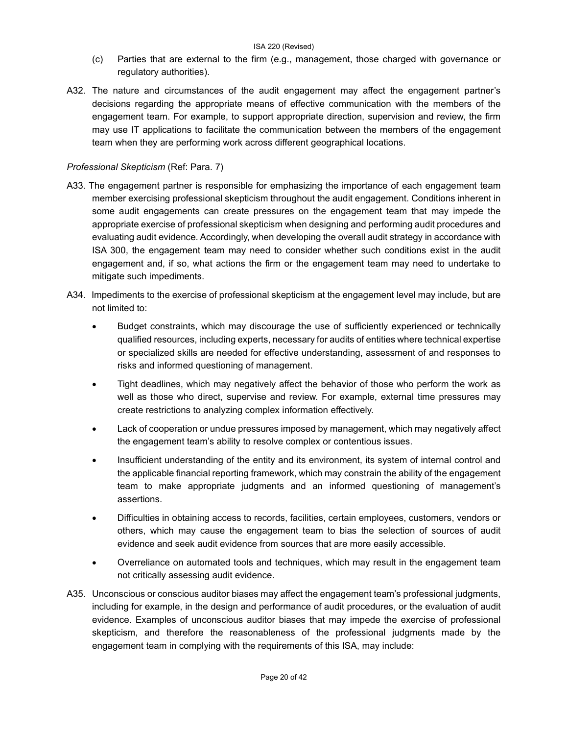(c) Parties that are external to the firm (e.g., management, those charged with governance or regulatory authorities).

A32. The nature and circumstances of the audit engagement may affect the engagement partner's decisions regarding the appropriate means of effective communication with the members of the engagement team. For example, to support appropriate direction, supervision and review, the firm may use IT applications to facilitate the communication between the members of the engagement team when they are performing work across different geographical locations.

*Professional Skepticism* (Ref: Para. 7)

A33. The engagement partner is responsible for emphasizing the importance of each engagement team member exercising professional skepticism throughout the audit engagement. Conditions inherent in some audit engagements can create pressures on the engagement team that may impede the appropriate exercise of professional skepticism when designing and performing audit procedures and evaluating audit evidence. Accordingly, when developing the overall audit strategy in accordance with ISA 300, the engagement team may need to consider whether such conditions exist in the audit engagement and, if so, what actions the firm or the engagement team may need to undertake to mitigate such impediments.

A34. Impediments to the exercise of professional skepticism at the engagement level may include, but are not limited to:

- Budget constraints, which may discourage the use of sufficiently experienced or technically qualified resources, including experts, necessary for audits of entities where technical expertise or specialized skills are needed for effective understanding, assessment of and responses to risks and informed questioning of management.
- Tight deadlines, which may negatively affect the behavior of those who perform the work as well as those who direct, supervise and review. For example, external time pressures may create restrictions to analyzing complex information effectively.
- Lack of cooperation or undue pressures imposed by management, which may negatively affect the engagement team's ability to resolve complex or contentious issues.
- Insufficient understanding of the entity and its environment, its system of internal control and the applicable financial reporting framework, which may constrain the ability of the engagement team to make appropriate judgments and an informed questioning of management's assertions.
- Difficulties in obtaining access to records, facilities, certain employees, customers, vendors or others, which may cause the engagement team to bias the selection of sources of audit evidence and seek audit evidence from sources that are more easily accessible.
- Overreliance on automated tools and techniques, which may result in the engagement team not critically assessing audit evidence.

A35. Unconscious or conscious auditor biases may affect the engagement team's professional judgments, including for example, in the design and performance of audit procedures, or the evaluation of audit evidence. Examples of unconscious auditor biases that may impede the exercise of professional skepticism, and therefore the reasonableness of the professional judgments made by the engagement team in complying with the requirements of this ISA, may include: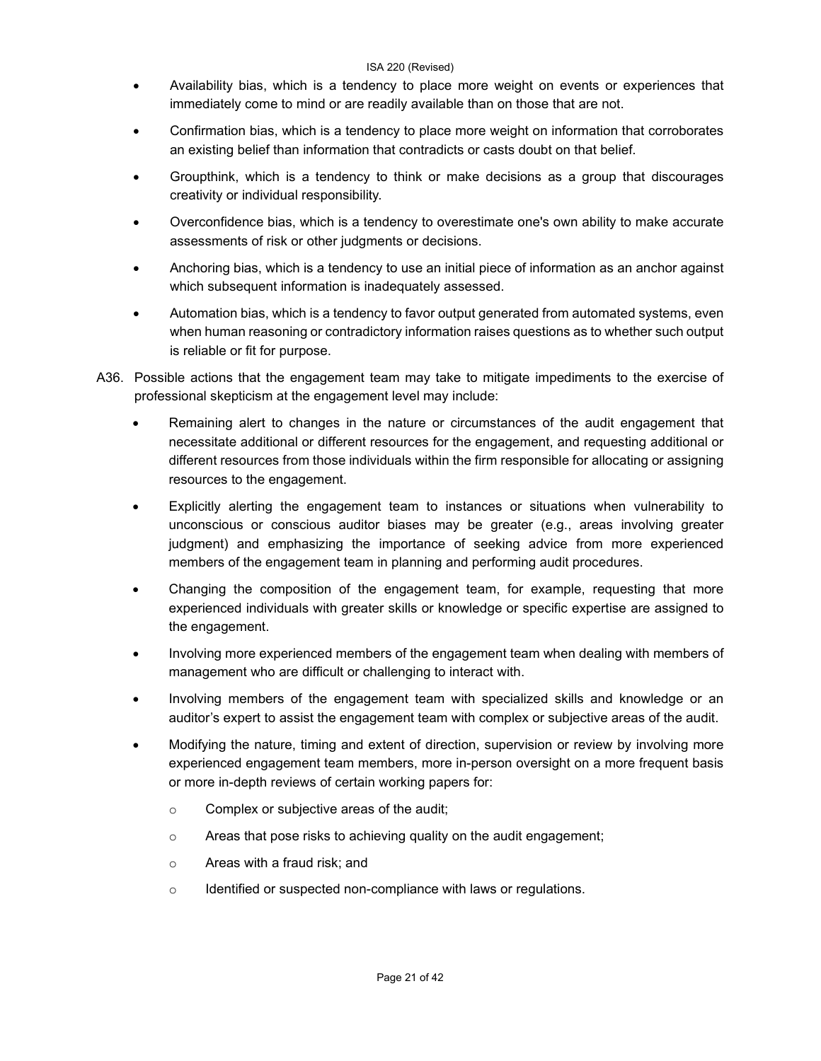- Availability bias, which is a tendency to place more weight on events or experiences that immediately come to mind or are readily available than on those that are not.
- Confirmation bias, which is a tendency to place more weight on information that corroborates an existing belief than information that contradicts or casts doubt on that belief.
- Groupthink, which is a tendency to think or make decisions as a group that discourages creativity or individual responsibility.
- Overconfidence bias, which is a tendency to overestimate one's own ability to make accurate assessments of risk or other judgments or decisions.
- Anchoring bias, which is a tendency to use an initial piece of information as an anchor against which subsequent information is inadequately assessed.
- Automation bias, which is a tendency to favor output generated from automated systems, even when human reasoning or contradictory information raises questions as to whether such output is reliable or fit for purpose.

A36. Possible actions that the engagement team may take to mitigate impediments to the exercise of professional skepticism at the engagement level may include:

- Remaining alert to changes in the nature or circumstances of the audit engagement that necessitate additional or different resources for the engagement, and requesting additional or different resources from those individuals within the firm responsible for allocating or assigning resources to the engagement.
- Explicitly alerting the engagement team to instances or situations when vulnerability to unconscious or conscious auditor biases may be greater (e.g., areas involving greater judgment) and emphasizing the importance of seeking advice from more experienced members of the engagement team in planning and performing audit procedures.
- Changing the composition of the engagement team, for example, requesting that more experienced individuals with greater skills or knowledge or specific expertise are assigned to the engagement.
- Involving more experienced members of the engagement team when dealing with members of management who are difficult or challenging to interact with.
- Involving members of the engagement team with specialized skills and knowledge or an auditor's expert to assist the engagement team with complex or subjective areas of the audit.
- Modifying the nature, timing and extent of direction, supervision or review by involving more experienced engagement team members, more in-person oversight on a more frequent basis or more in-depth reviews of certain working papers for:
  - Complex or subjective areas of the audit;
  - Areas that pose risks to achieving quality on the audit engagement;
  - Areas with a fraud risk; and
  - Identified or suspected non-compliance with laws or regulations.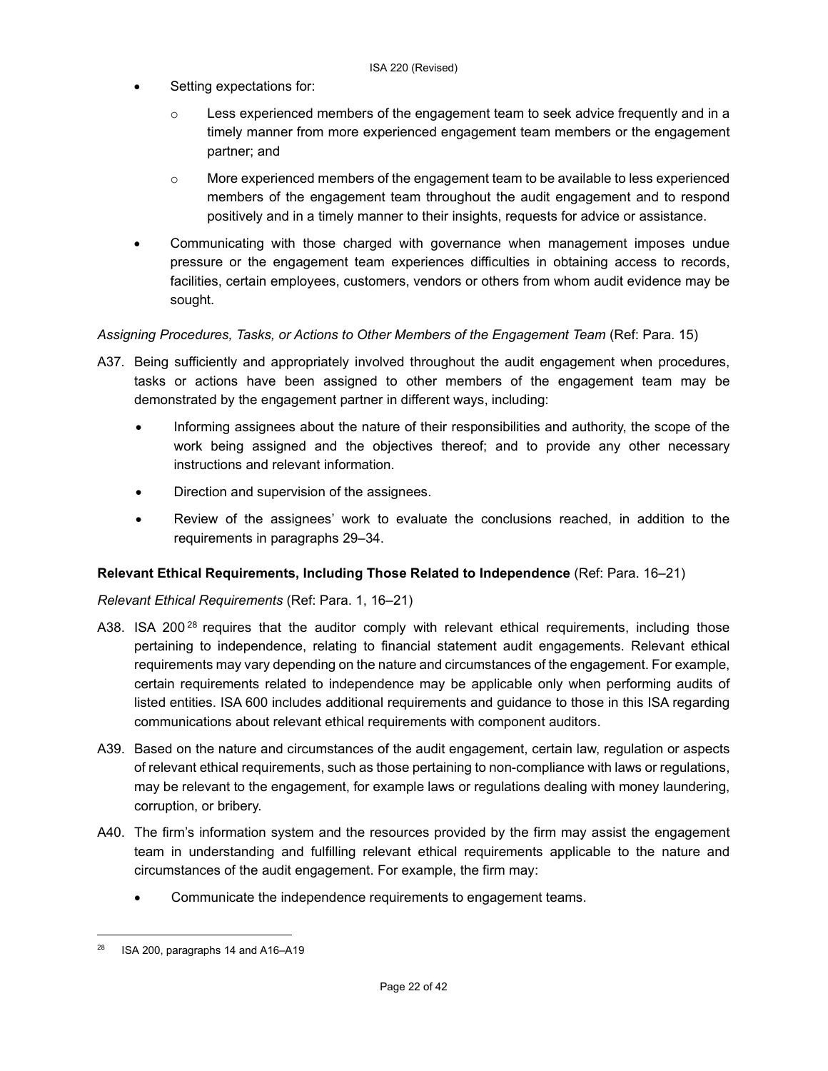- Setting expectations for:
  - Less experienced members of the engagement team to seek advice frequently and in a timely manner from more experienced engagement team members or the engagement partner; and
  - More experienced members of the engagement team to be available to less experienced members of the engagement team throughout the audit engagement and to respond positively and in a timely manner to their insights, requests for advice or assistance.
- Communicating with those charged with governance when management imposes undue pressure or the engagement team experiences difficulties in obtaining access to records, facilities, certain employees, customers, vendors or others from whom audit evidence may be sought.

*Assigning Procedures, Tasks, or Actions to Other Members of the Engagement Team* (Ref: Para. 15)

A37. Being sufficiently and appropriately involved throughout the audit engagement when procedures, tasks or actions have been assigned to other members of the engagement team may be demonstrated by the engagement partner in different ways, including:

- Informing assignees about the nature of their responsibilities and authority, the scope of the work being assigned and the objectives thereof; and to provide any other necessary instructions and relevant information.
- Direction and supervision of the assignees.
- Review of the assignees' work to evaluate the conclusions reached, in addition to the requirements in paragraphs 29–34.

**Relevant Ethical Requirements, Including Those Related to Independence** (Ref: Para. 16–21)

*Relevant Ethical Requirements* (Ref: Para. 1, 16–21)

A38. ISA 200[28] requires that the auditor comply with relevant ethical requirements, including those pertaining to independence, relating to financial statement audit engagements. Relevant ethical requirements may vary depending on the nature and circumstances of the engagement. For example, certain requirements related to independence may be applicable only when performing audits of listed entities. ISA 600 includes additional requirements and guidance to those in this ISA regarding communications about relevant ethical requirements with component auditors.

A39. Based on the nature and circumstances of the audit engagement, certain law, regulation or aspects of relevant ethical requirements, such as those pertaining to non-compliance with laws or regulations, may be relevant to the engagement, for example laws or regulations dealing with money laundering, corruption, or bribery.

A40. The firm's information system and the resources provided by the firm may assist the engagement team in understanding and fulfilling relevant ethical requirements applicable to the nature and circumstances of the audit engagement. For example, the firm may:

- Communicate the independence requirements to engagement teams.

---

[28] ISA 200, paragraphs 14 and A16–A19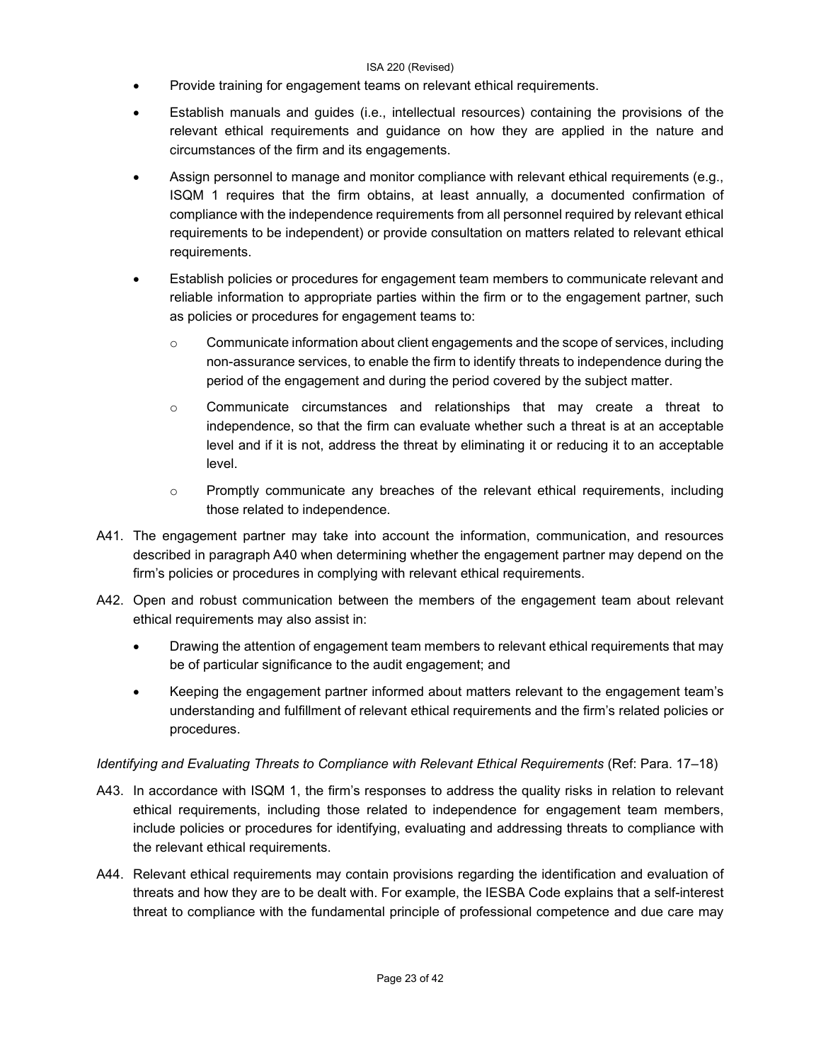- Provide training for engagement teams on relevant ethical requirements.
- Establish manuals and guides (i.e., intellectual resources) containing the provisions of the relevant ethical requirements and guidance on how they are applied in the nature and circumstances of the firm and its engagements.
- Assign personnel to manage and monitor compliance with relevant ethical requirements (e.g., ISQM 1 requires that the firm obtains, at least annually, a documented confirmation of compliance with the independence requirements from all personnel required by relevant ethical requirements to be independent) or provide consultation on matters related to relevant ethical requirements.
- Establish policies or procedures for engagement team members to communicate relevant and reliable information to appropriate parties within the firm or to the engagement partner, such as policies or procedures for engagement teams to:
  - Communicate information about client engagements and the scope of services, including non-assurance services, to enable the firm to identify threats to independence during the period of the engagement and during the period covered by the subject matter.
  - Communicate circumstances and relationships that may create a threat to independence, so that the firm can evaluate whether such a threat is at an acceptable level and if it is not, address the threat by eliminating it or reducing it to an acceptable level.
  - Promptly communicate any breaches of the relevant ethical requirements, including those related to independence.

A41. The engagement partner may take into account the information, communication, and resources described in paragraph A40 when determining whether the engagement partner may depend on the firm's policies or procedures in complying with relevant ethical requirements.

A42. Open and robust communication between the members of the engagement team about relevant ethical requirements may also assist in:

- Drawing the attention of engagement team members to relevant ethical requirements that may be of particular significance to the audit engagement; and
- Keeping the engagement partner informed about matters relevant to the engagement team's understanding and fulfillment of relevant ethical requirements and the firm's related policies or procedures.

*Identifying and Evaluating Threats to Compliance with Relevant Ethical Requirements* (Ref: Para. 17–18)

A43. In accordance with ISQM 1, the firm's responses to address the quality risks in relation to relevant ethical requirements, including those related to independence for engagement team members, include policies or procedures for identifying, evaluating and addressing threats to compliance with the relevant ethical requirements.

A44. Relevant ethical requirements may contain provisions regarding the identification and evaluation of threats and how they are to be dealt with. For example, the IESBA Code explains that a self-interest threat to compliance with the fundamental principle of professional competence and due care may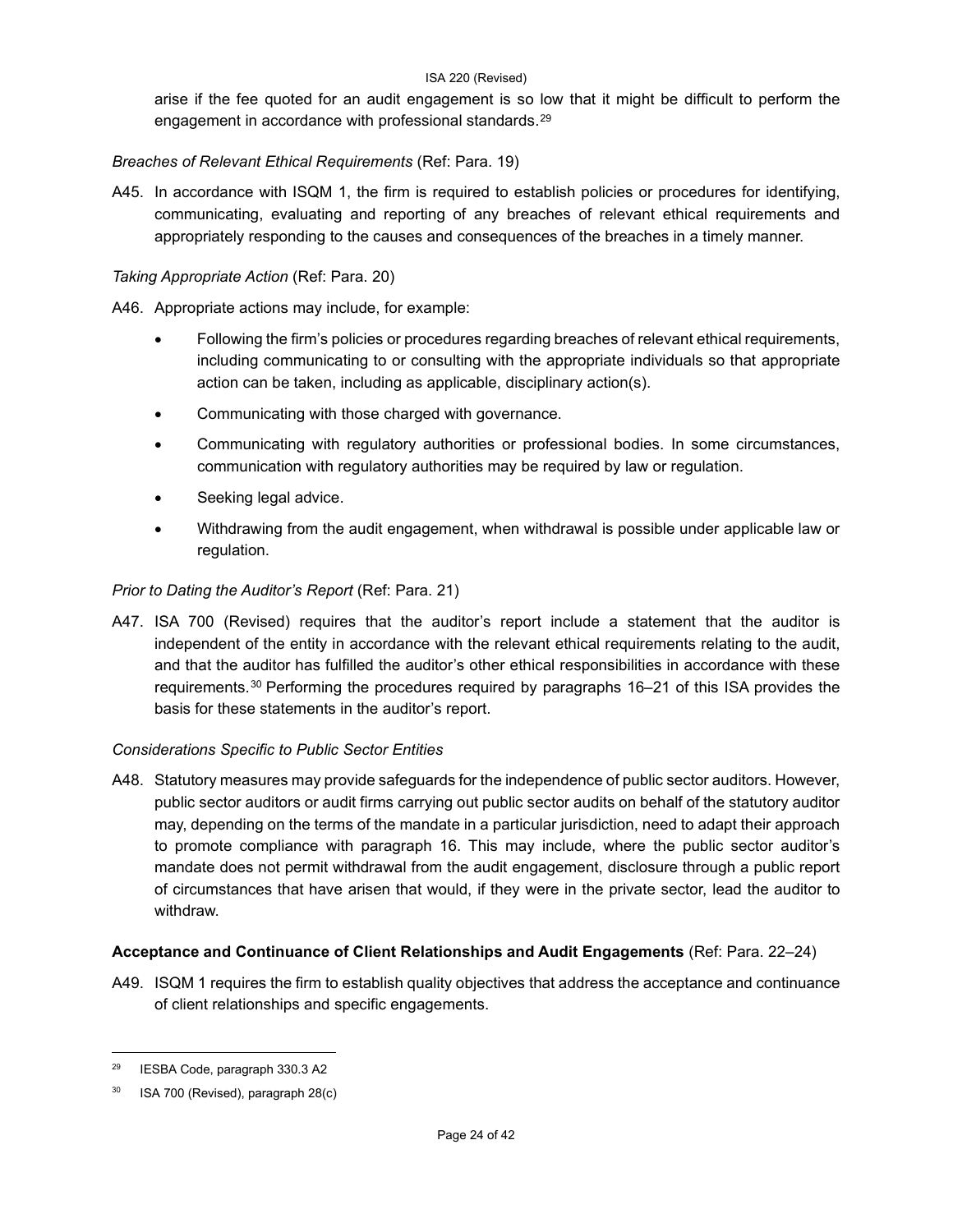arise if the fee quoted for an audit engagement is so low that it might be difficult to perform the engagement in accordance with professional standards.[29]

*Breaches of Relevant Ethical Requirements* (Ref: Para. 19)

A45. In accordance with ISQM 1, the firm is required to establish policies or procedures for identifying, communicating, evaluating and reporting of any breaches of relevant ethical requirements and appropriately responding to the causes and consequences of the breaches in a timely manner.

*Taking Appropriate Action* (Ref: Para. 20)

A46. Appropriate actions may include, for example:

- Following the firm's policies or procedures regarding breaches of relevant ethical requirements, including communicating to or consulting with the appropriate individuals so that appropriate action can be taken, including as applicable, disciplinary action(s).
- Communicating with those charged with governance.
- Communicating with regulatory authorities or professional bodies. In some circumstances, communication with regulatory authorities may be required by law or regulation.
- Seeking legal advice.
- Withdrawing from the audit engagement, when withdrawal is possible under applicable law or regulation.

*Prior to Dating the Auditor's Report* (Ref: Para. 21)

A47. ISA 700 (Revised) requires that the auditor's report include a statement that the auditor is independent of the entity in accordance with the relevant ethical requirements relating to the audit, and that the auditor has fulfilled the auditor's other ethical responsibilities in accordance with these requirements.[30] Performing the procedures required by paragraphs 16–21 of this ISA provides the basis for these statements in the auditor's report.

*Considerations Specific to Public Sector Entities*

A48. Statutory measures may provide safeguards for the independence of public sector auditors. However, public sector auditors or audit firms carrying out public sector audits on behalf of the statutory auditor may, depending on the terms of the mandate in a particular jurisdiction, need to adapt their approach to promote compliance with paragraph 16. This may include, where the public sector auditor's mandate does not permit withdrawal from the audit engagement, disclosure through a public report of circumstances that have arisen that would, if they were in the private sector, lead the auditor to withdraw.

**Acceptance and Continuance of Client Relationships and Audit Engagements** (Ref: Para. 22–24)

A49. ISQM 1 requires the firm to establish quality objectives that address the acceptance and continuance of client relationships and specific engagements.

---

[29] IESBA Code, paragraph 330.3 A2

[30] ISA 700 (Revised), paragraph 28(c)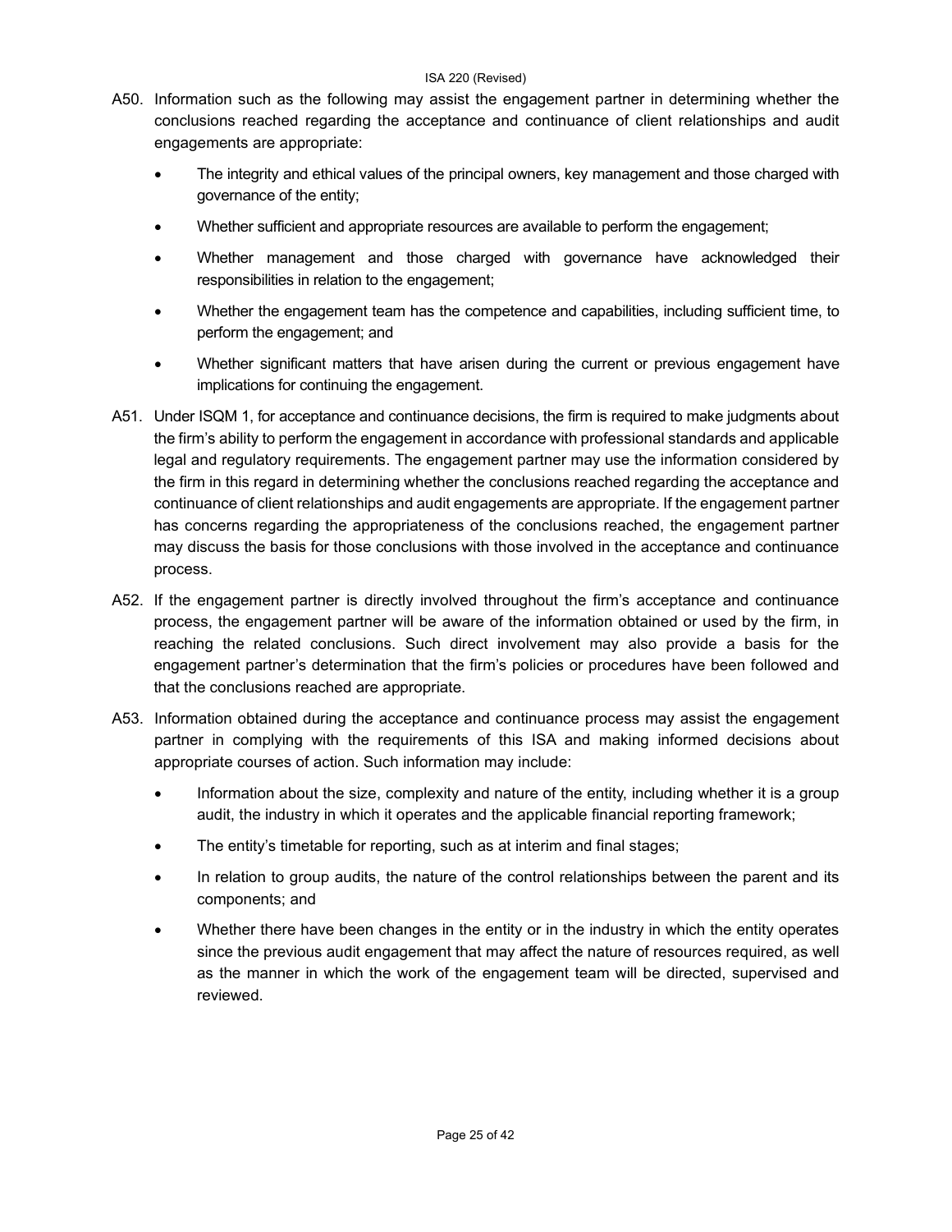A50. Information such as the following may assist the engagement partner in determining whether the conclusions reached regarding the acceptance and continuance of client relationships and audit engagements are appropriate:

- The integrity and ethical values of the principal owners, key management and those charged with governance of the entity;
- Whether sufficient and appropriate resources are available to perform the engagement;
- Whether management and those charged with governance have acknowledged their responsibilities in relation to the engagement;
- Whether the engagement team has the competence and capabilities, including sufficient time, to perform the engagement; and
- Whether significant matters that have arisen during the current or previous engagement have implications for continuing the engagement.

A51. Under ISQM 1, for acceptance and continuance decisions, the firm is required to make judgments about the firm's ability to perform the engagement in accordance with professional standards and applicable legal and regulatory requirements. The engagement partner may use the information considered by the firm in this regard in determining whether the conclusions reached regarding the acceptance and continuance of client relationships and audit engagements are appropriate. If the engagement partner has concerns regarding the appropriateness of the conclusions reached, the engagement partner may discuss the basis for those conclusions with those involved in the acceptance and continuance process.

A52. If the engagement partner is directly involved throughout the firm's acceptance and continuance process, the engagement partner will be aware of the information obtained or used by the firm, in reaching the related conclusions. Such direct involvement may also provide a basis for the engagement partner's determination that the firm's policies or procedures have been followed and that the conclusions reached are appropriate.

A53. Information obtained during the acceptance and continuance process may assist the engagement partner in complying with the requirements of this ISA and making informed decisions about appropriate courses of action. Such information may include:

- Information about the size, complexity and nature of the entity, including whether it is a group audit, the industry in which it operates and the applicable financial reporting framework;
- The entity's timetable for reporting, such as at interim and final stages;
- In relation to group audits, the nature of the control relationships between the parent and its components; and
- Whether there have been changes in the entity or in the industry in which the entity operates since the previous audit engagement that may affect the nature of resources required, as well as the manner in which the work of the engagement team will be directed, supervised and reviewed.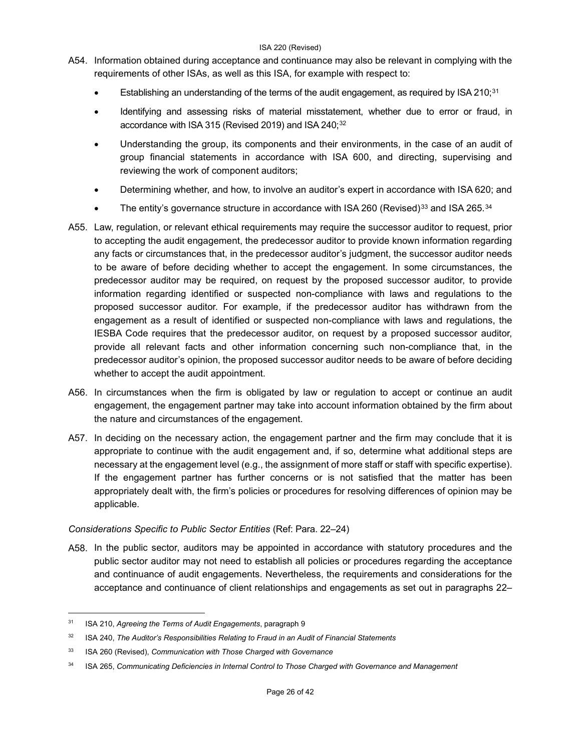A54. Information obtained during acceptance and continuance may also be relevant in complying with the requirements of other ISAs, as well as this ISA, for example with respect to:

- Establishing an understanding of the terms of the audit engagement, as required by ISA 210;[31]
- Identifying and assessing risks of material misstatement, whether due to error or fraud, in accordance with ISA 315 (Revised 2019) and ISA 240;[32]
- Understanding the group, its components and their environments, in the case of an audit of group financial statements in accordance with ISA 600, and directing, supervising and reviewing the work of component auditors;
- Determining whether, and how, to involve an auditor's expert in accordance with ISA 620; and
- The entity's governance structure in accordance with ISA 260 (Revised)[33] and ISA 265.[34]

A55. Law, regulation, or relevant ethical requirements may require the successor auditor to request, prior to accepting the audit engagement, the predecessor auditor to provide known information regarding any facts or circumstances that, in the predecessor auditor's judgment, the successor auditor needs to be aware of before deciding whether to accept the engagement. In some circumstances, the predecessor auditor may be required, on request by the proposed successor auditor, to provide information regarding identified or suspected non-compliance with laws and regulations to the proposed successor auditor. For example, if the predecessor auditor has withdrawn from the engagement as a result of identified or suspected non-compliance with laws and regulations, the IESBA Code requires that the predecessor auditor, on request by a proposed successor auditor, provide all relevant facts and other information concerning such non-compliance that, in the predecessor auditor's opinion, the proposed successor auditor needs to be aware of before deciding whether to accept the audit appointment.

A56. In circumstances when the firm is obligated by law or regulation to accept or continue an audit engagement, the engagement partner may take into account information obtained by the firm about the nature and circumstances of the engagement.

A57. In deciding on the necessary action, the engagement partner and the firm may conclude that it is appropriate to continue with the audit engagement and, if so, determine what additional steps are necessary at the engagement level (e.g., the assignment of more staff or staff with specific expertise). If the engagement partner has further concerns or is not satisfied that the matter has been appropriately dealt with, the firm's policies or procedures for resolving differences of opinion may be applicable.

*Considerations Specific to Public Sector Entities* (Ref: Para. 22–24)

A58. In the public sector, auditors may be appointed in accordance with statutory procedures and the public sector auditor may not need to establish all policies or procedures regarding the acceptance and continuance of audit engagements. Nevertheless, the requirements and considerations for the acceptance and continuance of client relationships and engagements as set out in paragraphs 22–

---

[31] ISA 210, *Agreeing the Terms of Audit Engagements*, paragraph 9

[32] ISA 240, *The Auditor's Responsibilities Relating to Fraud in an Audit of Financial Statements*

[33] ISA 260 (Revised), *Communication with Those Charged with Governance*

[34] ISA 265, *Communicating Deficiencies in Internal Control to Those Charged with Governance and Management*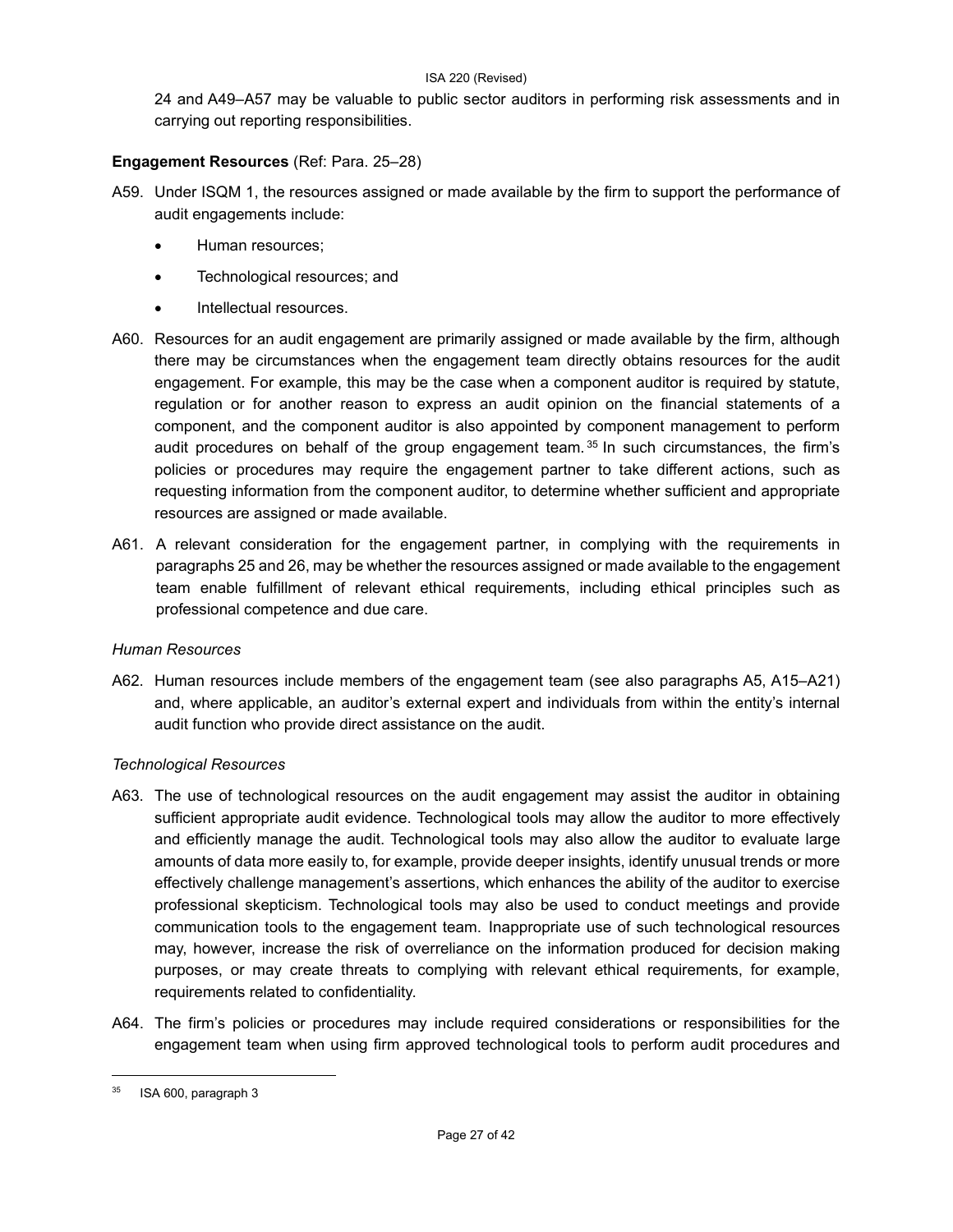24 and A49–A57 may be valuable to public sector auditors in performing risk assessments and in carrying out reporting responsibilities.

**Engagement Resources** (Ref: Para. 25–28)

A59. Under ISQM 1, the resources assigned or made available by the firm to support the performance of audit engagements include:

- Human resources;
- Technological resources; and
- Intellectual resources.

A60. Resources for an audit engagement are primarily assigned or made available by the firm, although there may be circumstances when the engagement team directly obtains resources for the audit engagement. For example, this may be the case when a component auditor is required by statute, regulation or for another reason to express an audit opinion on the financial statements of a component, and the component auditor is also appointed by component management to perform audit procedures on behalf of the group engagement team.[35] In such circumstances, the firm's policies or procedures may require the engagement partner to take different actions, such as requesting information from the component auditor, to determine whether sufficient and appropriate resources are assigned or made available.

A61. A relevant consideration for the engagement partner, in complying with the requirements in paragraphs 25 and 26, may be whether the resources assigned or made available to the engagement team enable fulfillment of relevant ethical requirements, including ethical principles such as professional competence and due care.

*Human Resources*

A62. Human resources include members of the engagement team (see also paragraphs A5, A15–A21) and, where applicable, an auditor's external expert and individuals from within the entity's internal audit function who provide direct assistance on the audit.

*Technological Resources*

A63. The use of technological resources on the audit engagement may assist the auditor in obtaining sufficient appropriate audit evidence. Technological tools may allow the auditor to more effectively and efficiently manage the audit. Technological tools may also allow the auditor to evaluate large amounts of data more easily to, for example, provide deeper insights, identify unusual trends or more effectively challenge management's assertions, which enhances the ability of the auditor to exercise professional skepticism. Technological tools may also be used to conduct meetings and provide communication tools to the engagement team. Inappropriate use of such technological resources may, however, increase the risk of overreliance on the information produced for decision making purposes, or may create threats to complying with relevant ethical requirements, for example, requirements related to confidentiality.

A64. The firm's policies or procedures may include required considerations or responsibilities for the engagement team when using firm approved technological tools to perform audit procedures and

[35] ISA 600, paragraph 3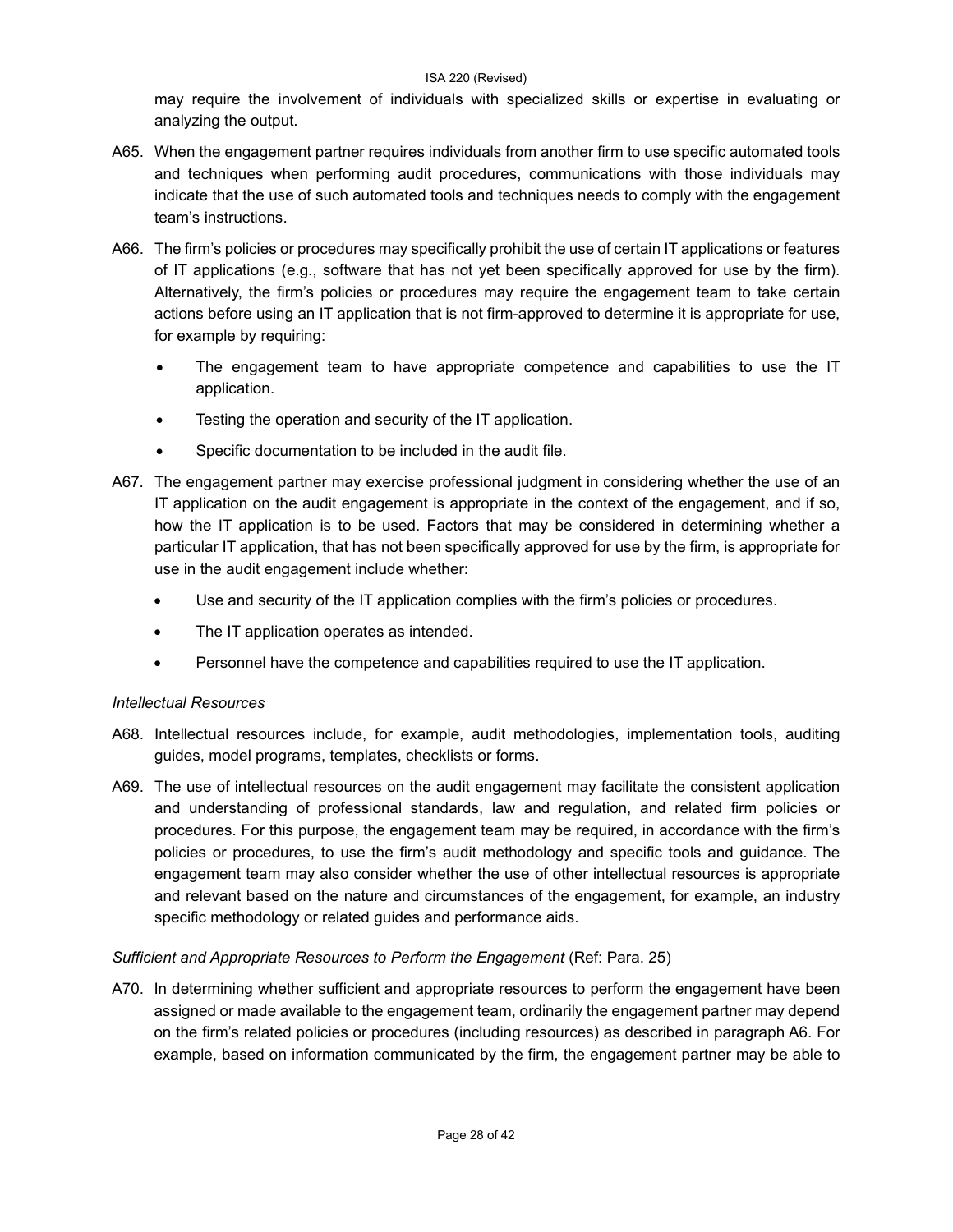may require the involvement of individuals with specialized skills or expertise in evaluating or analyzing the output.

A65. When the engagement partner requires individuals from another firm to use specific automated tools and techniques when performing audit procedures, communications with those individuals may indicate that the use of such automated tools and techniques needs to comply with the engagement team's instructions.

A66. The firm's policies or procedures may specifically prohibit the use of certain IT applications or features of IT applications (e.g., software that has not yet been specifically approved for use by the firm). Alternatively, the firm's policies or procedures may require the engagement team to take certain actions before using an IT application that is not firm-approved to determine it is appropriate for use, for example by requiring:

- The engagement team to have appropriate competence and capabilities to use the IT application.
- Testing the operation and security of the IT application.
- Specific documentation to be included in the audit file.

A67. The engagement partner may exercise professional judgment in considering whether the use of an IT application on the audit engagement is appropriate in the context of the engagement, and if so, how the IT application is to be used. Factors that may be considered in determining whether a particular IT application, that has not been specifically approved for use by the firm, is appropriate for use in the audit engagement include whether:

- Use and security of the IT application complies with the firm's policies or procedures.
- The IT application operates as intended.
- Personnel have the competence and capabilities required to use the IT application.

*Intellectual Resources*

A68. Intellectual resources include, for example, audit methodologies, implementation tools, auditing guides, model programs, templates, checklists or forms.

A69. The use of intellectual resources on the audit engagement may facilitate the consistent application and understanding of professional standards, law and regulation, and related firm policies or procedures. For this purpose, the engagement team may be required, in accordance with the firm's policies or procedures, to use the firm's audit methodology and specific tools and guidance. The engagement team may also consider whether the use of other intellectual resources is appropriate and relevant based on the nature and circumstances of the engagement, for example, an industry specific methodology or related guides and performance aids.

*Sufficient and Appropriate Resources to Perform the Engagement* (Ref: Para. 25)

A70. In determining whether sufficient and appropriate resources to perform the engagement have been assigned or made available to the engagement team, ordinarily the engagement partner may depend on the firm's related policies or procedures (including resources) as described in paragraph A6. For example, based on information communicated by the firm, the engagement partner may be able to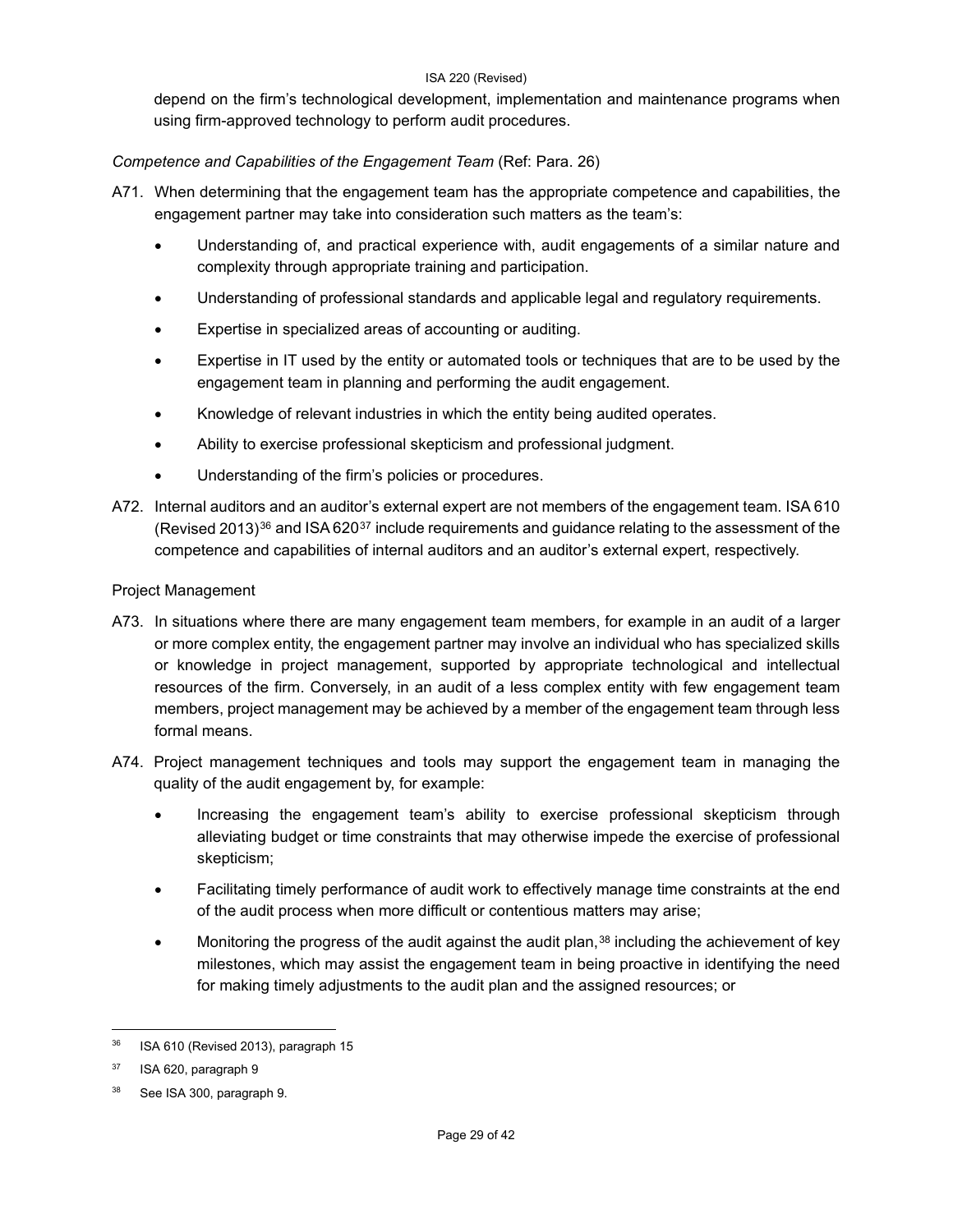depend on the firm's technological development, implementation and maintenance programs when using firm-approved technology to perform audit procedures.

*Competence and Capabilities of the Engagement Team* (Ref: Para. 26)

A71. When determining that the engagement team has the appropriate competence and capabilities, the engagement partner may take into consideration such matters as the team's:

- Understanding of, and practical experience with, audit engagements of a similar nature and complexity through appropriate training and participation.
- Understanding of professional standards and applicable legal and regulatory requirements.
- Expertise in specialized areas of accounting or auditing.
- Expertise in IT used by the entity or automated tools or techniques that are to be used by the engagement team in planning and performing the audit engagement.
- Knowledge of relevant industries in which the entity being audited operates.
- Ability to exercise professional skepticism and professional judgment.
- Understanding of the firm's policies or procedures.

A72. Internal auditors and an auditor's external expert are not members of the engagement team. ISA 610 (Revised 2013)[36] and ISA 620[37] include requirements and guidance relating to the assessment of the competence and capabilities of internal auditors and an auditor's external expert, respectively.

Project Management

A73. In situations where there are many engagement team members, for example in an audit of a larger or more complex entity, the engagement partner may involve an individual who has specialized skills or knowledge in project management, supported by appropriate technological and intellectual resources of the firm. Conversely, in an audit of a less complex entity with few engagement team members, project management may be achieved by a member of the engagement team through less formal means.

A74. Project management techniques and tools may support the engagement team in managing the quality of the audit engagement by, for example:

- Increasing the engagement team's ability to exercise professional skepticism through alleviating budget or time constraints that may otherwise impede the exercise of professional skepticism;
- Facilitating timely performance of audit work to effectively manage time constraints at the end of the audit process when more difficult or contentious matters may arise;
- Monitoring the progress of the audit against the audit plan,[38] including the achievement of key milestones, which may assist the engagement team in being proactive in identifying the need for making timely adjustments to the audit plan and the assigned resources; or

---

[36] ISA 610 (Revised 2013), paragraph 15

[37] ISA 620, paragraph 9

[38] See ISA 300, paragraph 9.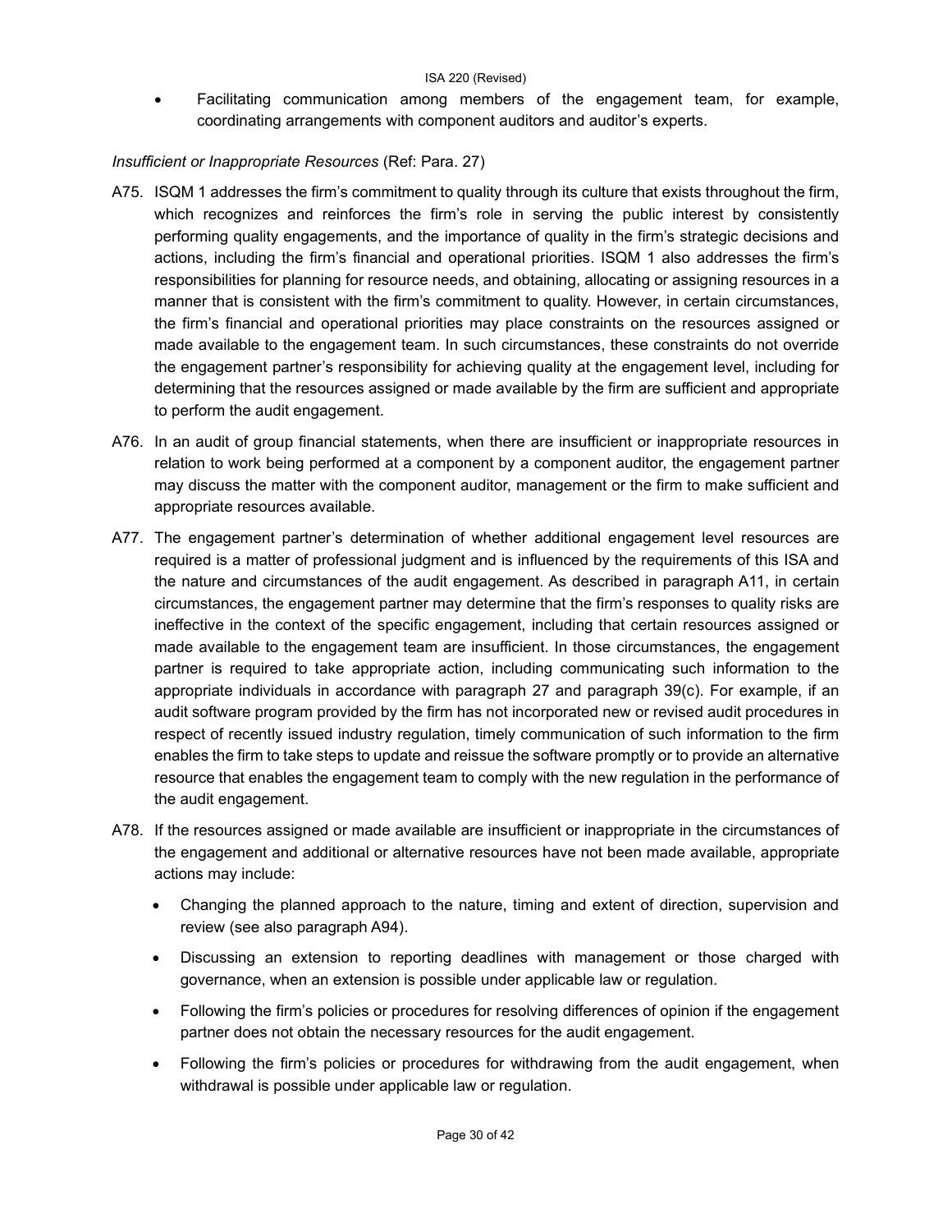- Facilitating communication among members of the engagement team, for example, coordinating arrangements with component auditors and auditor's experts.

*Insufficient or Inappropriate Resources* (Ref: Para. 27)

A75. ISQM 1 addresses the firm's commitment to quality through its culture that exists throughout the firm, which recognizes and reinforces the firm's role in serving the public interest by consistently performing quality engagements, and the importance of quality in the firm's strategic decisions and actions, including the firm's financial and operational priorities. ISQM 1 also addresses the firm's responsibilities for planning for resource needs, and obtaining, allocating or assigning resources in a manner that is consistent with the firm's commitment to quality. However, in certain circumstances, the firm's financial and operational priorities may place constraints on the resources assigned or made available to the engagement team. In such circumstances, these constraints do not override the engagement partner's responsibility for achieving quality at the engagement level, including for determining that the resources assigned or made available by the firm are sufficient and appropriate to perform the audit engagement.

A76. In an audit of group financial statements, when there are insufficient or inappropriate resources in relation to work being performed at a component by a component auditor, the engagement partner may discuss the matter with the component auditor, management or the firm to make sufficient and appropriate resources available.

A77. The engagement partner's determination of whether additional engagement level resources are required is a matter of professional judgment and is influenced by the requirements of this ISA and the nature and circumstances of the audit engagement. As described in paragraph A11, in certain circumstances, the engagement partner may determine that the firm's responses to quality risks are ineffective in the context of the specific engagement, including that certain resources assigned or made available to the engagement team are insufficient. In those circumstances, the engagement partner is required to take appropriate action, including communicating such information to the appropriate individuals in accordance with paragraph 27 and paragraph 39(c). For example, if an audit software program provided by the firm has not incorporated new or revised audit procedures in respect of recently issued industry regulation, timely communication of such information to the firm enables the firm to take steps to update and reissue the software promptly or to provide an alternative resource that enables the engagement team to comply with the new regulation in the performance of the audit engagement.

A78. If the resources assigned or made available are insufficient or inappropriate in the circumstances of the engagement and additional or alternative resources have not been made available, appropriate actions may include:

- Changing the planned approach to the nature, timing and extent of direction, supervision and review (see also paragraph A94).
- Discussing an extension to reporting deadlines with management or those charged with governance, when an extension is possible under applicable law or regulation.
- Following the firm's policies or procedures for resolving differences of opinion if the engagement partner does not obtain the necessary resources for the audit engagement.
- Following the firm's policies or procedures for withdrawing from the audit engagement, when withdrawal is possible under applicable law or regulation.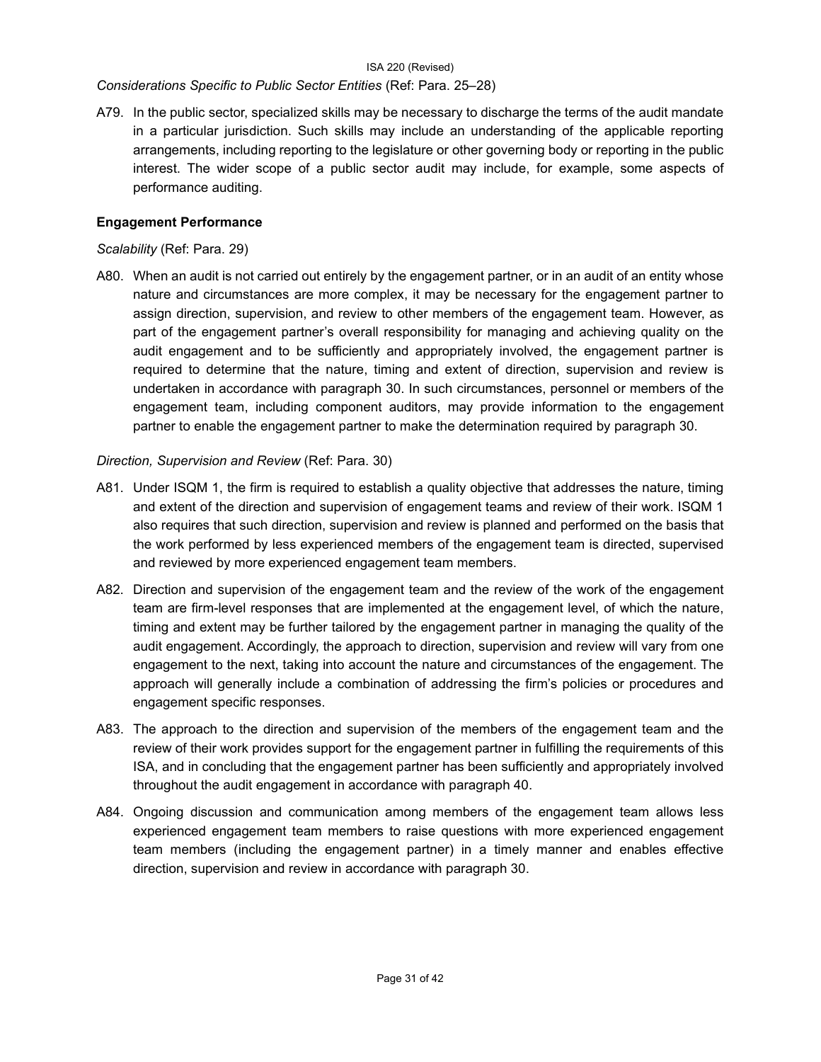*Considerations Specific to Public Sector Entities* (Ref: Para. 25–28)

A79. In the public sector, specialized skills may be necessary to discharge the terms of the audit mandate in a particular jurisdiction. Such skills may include an understanding of the applicable reporting arrangements, including reporting to the legislature or other governing body or reporting in the public interest. The wider scope of a public sector audit may include, for example, some aspects of performance auditing.

**Engagement Performance**

*Scalability* (Ref: Para. 29)

A80. When an audit is not carried out entirely by the engagement partner, or in an audit of an entity whose nature and circumstances are more complex, it may be necessary for the engagement partner to assign direction, supervision, and review to other members of the engagement team. However, as part of the engagement partner's overall responsibility for managing and achieving quality on the audit engagement and to be sufficiently and appropriately involved, the engagement partner is required to determine that the nature, timing and extent of direction, supervision and review is undertaken in accordance with paragraph 30. In such circumstances, personnel or members of the engagement team, including component auditors, may provide information to the engagement partner to enable the engagement partner to make the determination required by paragraph 30.

*Direction, Supervision and Review* (Ref: Para. 30)

A81. Under ISQM 1, the firm is required to establish a quality objective that addresses the nature, timing and extent of the direction and supervision of engagement teams and review of their work. ISQM 1 also requires that such direction, supervision and review is planned and performed on the basis that the work performed by less experienced members of the engagement team is directed, supervised and reviewed by more experienced engagement team members.

A82. Direction and supervision of the engagement team and the review of the work of the engagement team are firm-level responses that are implemented at the engagement level, of which the nature, timing and extent may be further tailored by the engagement partner in managing the quality of the audit engagement. Accordingly, the approach to direction, supervision and review will vary from one engagement to the next, taking into account the nature and circumstances of the engagement. The approach will generally include a combination of addressing the firm's policies or procedures and engagement specific responses.

A83. The approach to the direction and supervision of the members of the engagement team and the review of their work provides support for the engagement partner in fulfilling the requirements of this ISA, and in concluding that the engagement partner has been sufficiently and appropriately involved throughout the audit engagement in accordance with paragraph 40.

A84. Ongoing discussion and communication among members of the engagement team allows less experienced engagement team members to raise questions with more experienced engagement team members (including the engagement partner) in a timely manner and enables effective direction, supervision and review in accordance with paragraph 30.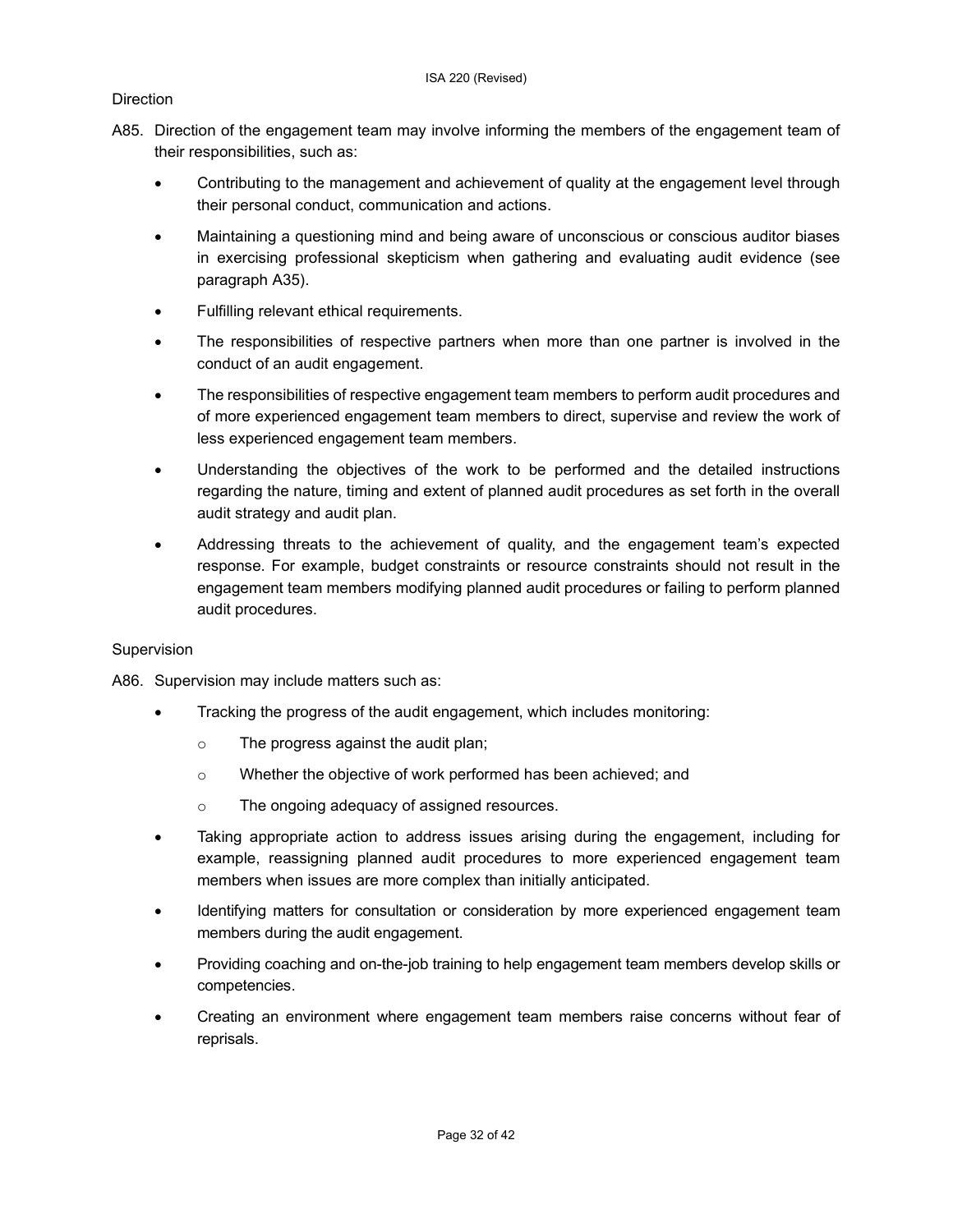Direction

A85. Direction of the engagement team may involve informing the members of the engagement team of their responsibilities, such as:

- Contributing to the management and achievement of quality at the engagement level through their personal conduct, communication and actions.
- Maintaining a questioning mind and being aware of unconscious or conscious auditor biases in exercising professional skepticism when gathering and evaluating audit evidence (see paragraph A35).
- Fulfilling relevant ethical requirements.
- The responsibilities of respective partners when more than one partner is involved in the conduct of an audit engagement.
- The responsibilities of respective engagement team members to perform audit procedures and of more experienced engagement team members to direct, supervise and review the work of less experienced engagement team members.
- Understanding the objectives of the work to be performed and the detailed instructions regarding the nature, timing and extent of planned audit procedures as set forth in the overall audit strategy and audit plan.
- Addressing threats to the achievement of quality, and the engagement team's expected response. For example, budget constraints or resource constraints should not result in the engagement team members modifying planned audit procedures or failing to perform planned audit procedures.

Supervision

A86. Supervision may include matters such as:

- Tracking the progress of the audit engagement, which includes monitoring:
  - The progress against the audit plan;
  - Whether the objective of work performed has been achieved; and
  - The ongoing adequacy of assigned resources.
- Taking appropriate action to address issues arising during the engagement, including for example, reassigning planned audit procedures to more experienced engagement team members when issues are more complex than initially anticipated.
- Identifying matters for consultation or consideration by more experienced engagement team members during the audit engagement.
- Providing coaching and on-the-job training to help engagement team members develop skills or competencies.
- Creating an environment where engagement team members raise concerns without fear of reprisals.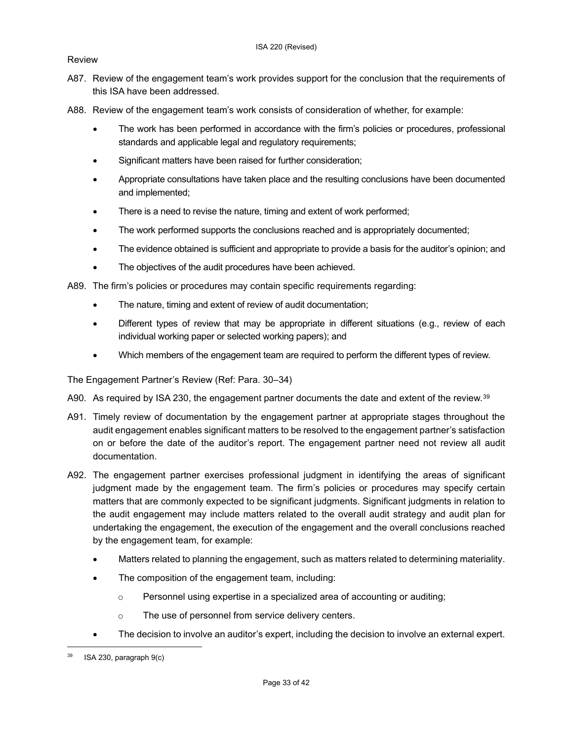Review

A87. Review of the engagement team's work provides support for the conclusion that the requirements of this ISA have been addressed.

A88. Review of the engagement team's work consists of consideration of whether, for example:

- The work has been performed in accordance with the firm's policies or procedures, professional standards and applicable legal and regulatory requirements;
- Significant matters have been raised for further consideration;
- Appropriate consultations have taken place and the resulting conclusions have been documented and implemented;
- There is a need to revise the nature, timing and extent of work performed;
- The work performed supports the conclusions reached and is appropriately documented;
- The evidence obtained is sufficient and appropriate to provide a basis for the auditor's opinion; and
- The objectives of the audit procedures have been achieved.

A89. The firm's policies or procedures may contain specific requirements regarding:

- The nature, timing and extent of review of audit documentation;
- Different types of review that may be appropriate in different situations (e.g., review of each individual working paper or selected working papers); and
- Which members of the engagement team are required to perform the different types of review.

The Engagement Partner's Review (Ref: Para. 30–34)

A90. As required by ISA 230, the engagement partner documents the date and extent of the review.[39]

A91. Timely review of documentation by the engagement partner at appropriate stages throughout the audit engagement enables significant matters to be resolved to the engagement partner's satisfaction on or before the date of the auditor's report. The engagement partner need not review all audit documentation.

A92. The engagement partner exercises professional judgment in identifying the areas of significant judgment made by the engagement team. The firm's policies or procedures may specify certain matters that are commonly expected to be significant judgments. Significant judgments in relation to the audit engagement may include matters related to the overall audit strategy and audit plan for undertaking the engagement, the execution of the engagement and the overall conclusions reached by the engagement team, for example:

- Matters related to planning the engagement, such as matters related to determining materiality.
- The composition of the engagement team, including:
  - Personnel using expertise in a specialized area of accounting or auditing;
  - The use of personnel from service delivery centers.
- The decision to involve an auditor's expert, including the decision to involve an external expert.

---

[39] ISA 230, paragraph 9(c)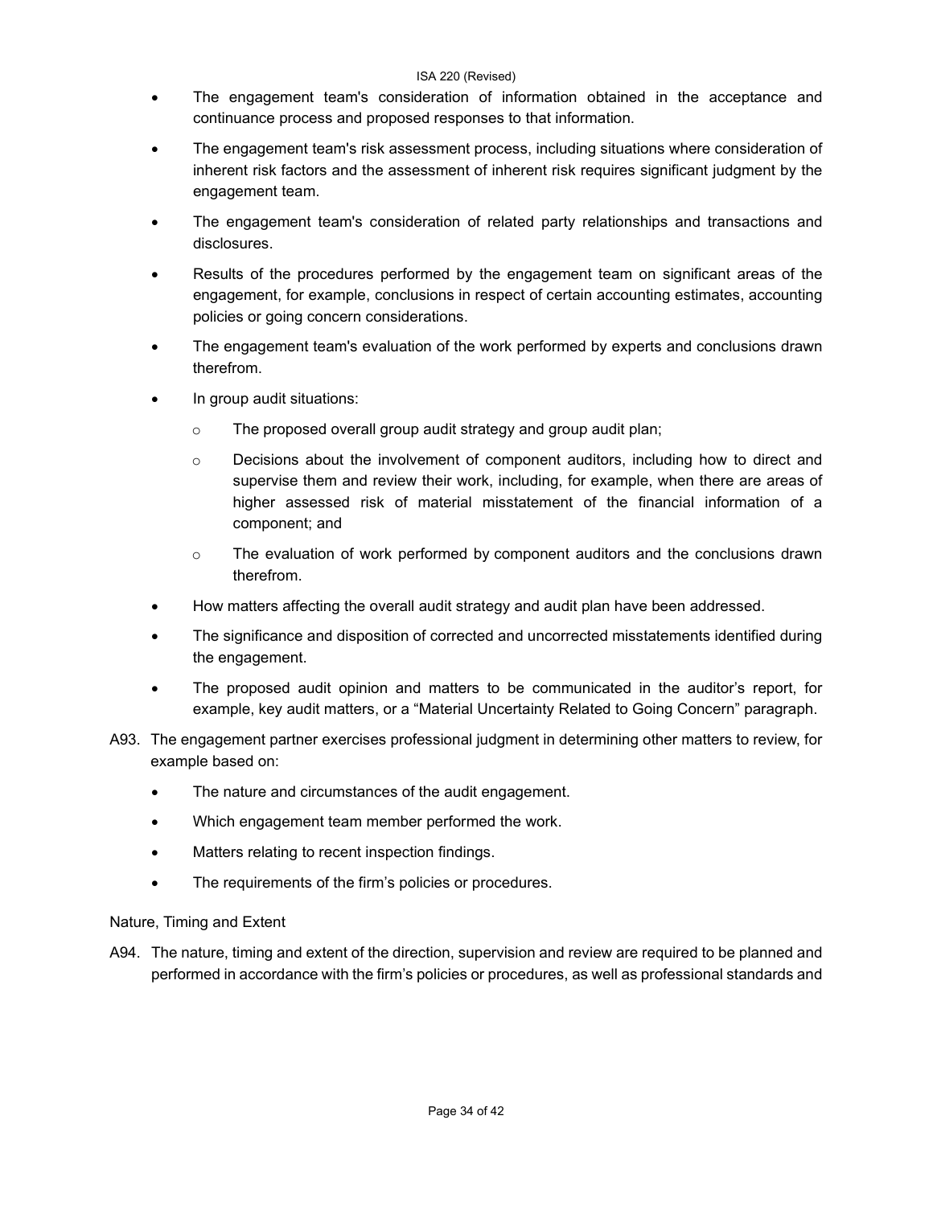- The engagement team's consideration of information obtained in the acceptance and continuance process and proposed responses to that information.
- The engagement team's risk assessment process, including situations where consideration of inherent risk factors and the assessment of inherent risk requires significant judgment by the engagement team.
- The engagement team's consideration of related party relationships and transactions and disclosures.
- Results of the procedures performed by the engagement team on significant areas of the engagement, for example, conclusions in respect of certain accounting estimates, accounting policies or going concern considerations.
- The engagement team's evaluation of the work performed by experts and conclusions drawn therefrom.
- In group audit situations:
  - The proposed overall group audit strategy and group audit plan;
  - Decisions about the involvement of component auditors, including how to direct and supervise them and review their work, including, for example, when there are areas of higher assessed risk of material misstatement of the financial information of a component; and
  - The evaluation of work performed by component auditors and the conclusions drawn therefrom.
- How matters affecting the overall audit strategy and audit plan have been addressed.
- The significance and disposition of corrected and uncorrected misstatements identified during the engagement.
- The proposed audit opinion and matters to be communicated in the auditor's report, for example, key audit matters, or a "Material Uncertainty Related to Going Concern" paragraph.

A93. The engagement partner exercises professional judgment in determining other matters to review, for example based on:

- The nature and circumstances of the audit engagement.
- Which engagement team member performed the work.
- Matters relating to recent inspection findings.
- The requirements of the firm's policies or procedures.

Nature, Timing and Extent

A94. The nature, timing and extent of the direction, supervision and review are required to be planned and performed in accordance with the firm's policies or procedures, as well as professional standards and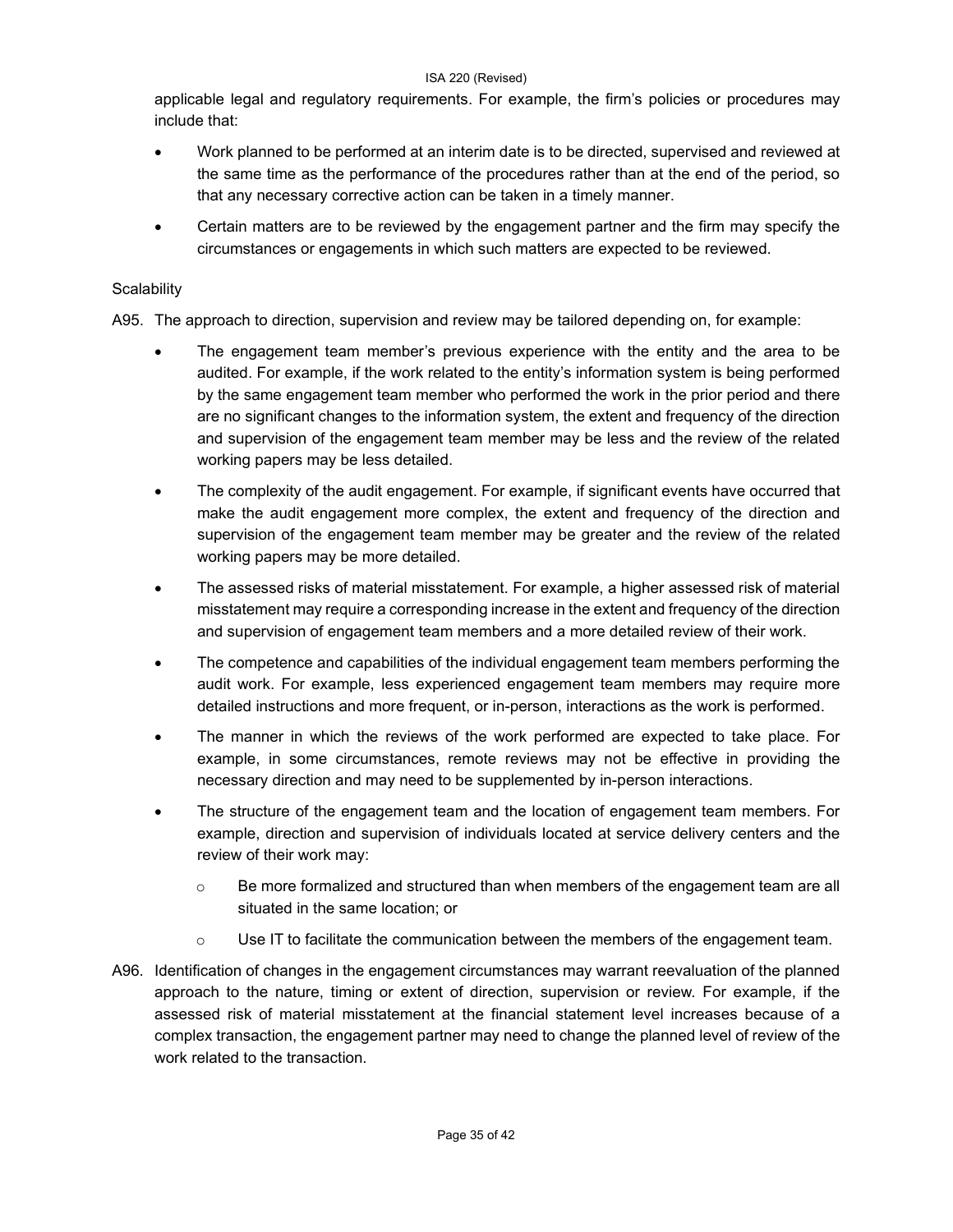applicable legal and regulatory requirements. For example, the firm's policies or procedures may include that:

- Work planned to be performed at an interim date is to be directed, supervised and reviewed at the same time as the performance of the procedures rather than at the end of the period, so that any necessary corrective action can be taken in a timely manner.
- Certain matters are to be reviewed by the engagement partner and the firm may specify the circumstances or engagements in which such matters are expected to be reviewed.

Scalability

A95. The approach to direction, supervision and review may be tailored depending on, for example:

- The engagement team member's previous experience with the entity and the area to be audited. For example, if the work related to the entity's information system is being performed by the same engagement team member who performed the work in the prior period and there are no significant changes to the information system, the extent and frequency of the direction and supervision of the engagement team member may be less and the review of the related working papers may be less detailed.
- The complexity of the audit engagement. For example, if significant events have occurred that make the audit engagement more complex, the extent and frequency of the direction and supervision of the engagement team member may be greater and the review of the related working papers may be more detailed.
- The assessed risks of material misstatement. For example, a higher assessed risk of material misstatement may require a corresponding increase in the extent and frequency of the direction and supervision of engagement team members and a more detailed review of their work.
- The competence and capabilities of the individual engagement team members performing the audit work. For example, less experienced engagement team members may require more detailed instructions and more frequent, or in-person, interactions as the work is performed.
- The manner in which the reviews of the work performed are expected to take place. For example, in some circumstances, remote reviews may not be effective in providing the necessary direction and may need to be supplemented by in-person interactions.
- The structure of the engagement team and the location of engagement team members. For example, direction and supervision of individuals located at service delivery centers and the review of their work may:
  - Be more formalized and structured than when members of the engagement team are all situated in the same location; or
  - Use IT to facilitate the communication between the members of the engagement team.

A96. Identification of changes in the engagement circumstances may warrant reevaluation of the planned approach to the nature, timing or extent of direction, supervision or review. For example, if the assessed risk of material misstatement at the financial statement level increases because of a complex transaction, the engagement partner may need to change the planned level of review of the work related to the transaction.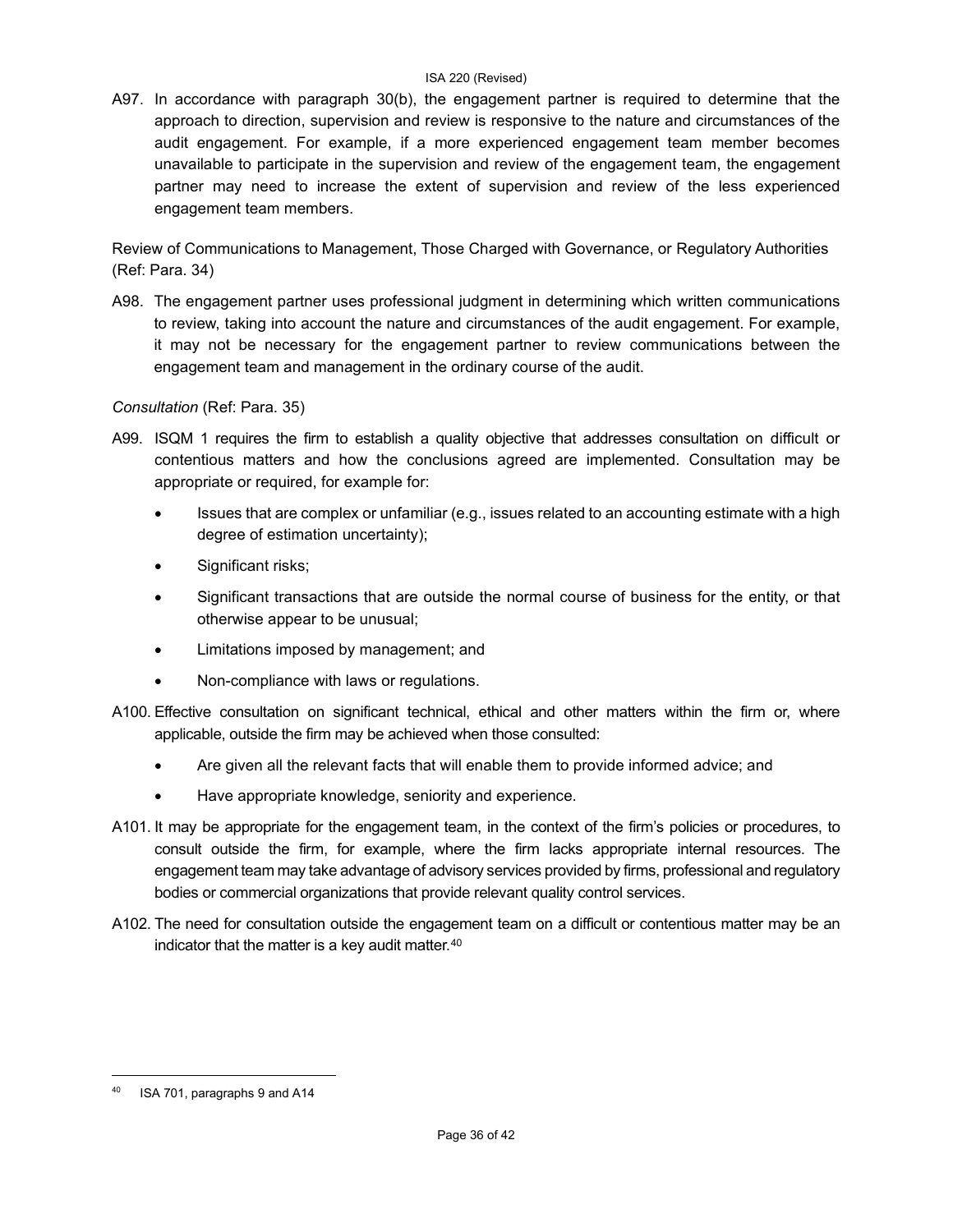A97. In accordance with paragraph 30(b), the engagement partner is required to determine that the approach to direction, supervision and review is responsive to the nature and circumstances of the audit engagement. For example, if a more experienced engagement team member becomes unavailable to participate in the supervision and review of the engagement team, the engagement partner may need to increase the extent of supervision and review of the less experienced engagement team members.

Review of Communications to Management, Those Charged with Governance, or Regulatory Authorities (Ref: Para. 34)

A98. The engagement partner uses professional judgment in determining which written communications to review, taking into account the nature and circumstances of the audit engagement. For example, it may not be necessary for the engagement partner to review communications between the engagement team and management in the ordinary course of the audit.

*Consultation* (Ref: Para. 35)

A99. ISQM 1 requires the firm to establish a quality objective that addresses consultation on difficult or contentious matters and how the conclusions agreed are implemented. Consultation may be appropriate or required, for example for:

- Issues that are complex or unfamiliar (e.g., issues related to an accounting estimate with a high degree of estimation uncertainty);
- Significant risks;
- Significant transactions that are outside the normal course of business for the entity, or that otherwise appear to be unusual;
- Limitations imposed by management; and
- Non-compliance with laws or regulations.

A100. Effective consultation on significant technical, ethical and other matters within the firm or, where applicable, outside the firm may be achieved when those consulted:

- Are given all the relevant facts that will enable them to provide informed advice; and
- Have appropriate knowledge, seniority and experience.

A101. It may be appropriate for the engagement team, in the context of the firm's policies or procedures, to consult outside the firm, for example, where the firm lacks appropriate internal resources. The engagement team may take advantage of advisory services provided by firms, professional and regulatory bodies or commercial organizations that provide relevant quality control services.

A102. The need for consultation outside the engagement team on a difficult or contentious matter may be an indicator that the matter is a key audit matter.[40]

[40] ISA 701, paragraphs 9 and A14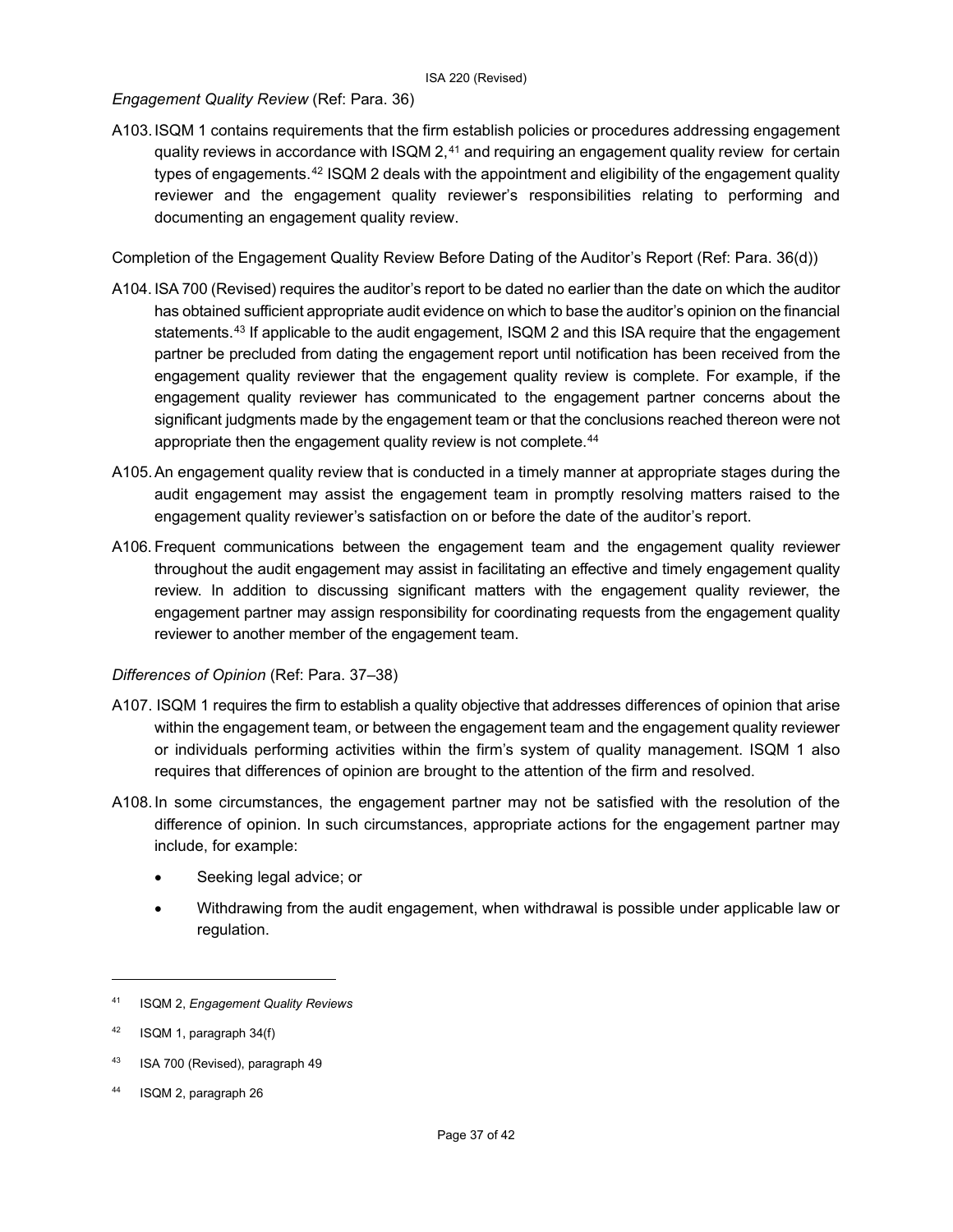*Engagement Quality Review* (Ref: Para. 36)

A103. ISQM 1 contains requirements that the firm establish policies or procedures addressing engagement quality reviews in accordance with ISQM 2,[41] and requiring an engagement quality review for certain types of engagements.[42] ISQM 2 deals with the appointment and eligibility of the engagement quality reviewer and the engagement quality reviewer's responsibilities relating to performing and documenting an engagement quality review.

Completion of the Engagement Quality Review Before Dating of the Auditor's Report (Ref: Para. 36(d))

A104. ISA 700 (Revised) requires the auditor's report to be dated no earlier than the date on which the auditor has obtained sufficient appropriate audit evidence on which to base the auditor's opinion on the financial statements.[43] If applicable to the audit engagement, ISQM 2 and this ISA require that the engagement partner be precluded from dating the engagement report until notification has been received from the engagement quality reviewer that the engagement quality review is complete. For example, if the engagement quality reviewer has communicated to the engagement partner concerns about the significant judgments made by the engagement team or that the conclusions reached thereon were not appropriate then the engagement quality review is not complete.[44]

A105. An engagement quality review that is conducted in a timely manner at appropriate stages during the audit engagement may assist the engagement team in promptly resolving matters raised to the engagement quality reviewer's satisfaction on or before the date of the auditor's report.

A106. Frequent communications between the engagement team and the engagement quality reviewer throughout the audit engagement may assist in facilitating an effective and timely engagement quality review. In addition to discussing significant matters with the engagement quality reviewer, the engagement partner may assign responsibility for coordinating requests from the engagement quality reviewer to another member of the engagement team.

*Differences of Opinion* (Ref: Para. 37–38)

A107. ISQM 1 requires the firm to establish a quality objective that addresses differences of opinion that arise within the engagement team, or between the engagement team and the engagement quality reviewer or individuals performing activities within the firm's system of quality management. ISQM 1 also requires that differences of opinion are brought to the attention of the firm and resolved.

A108. In some circumstances, the engagement partner may not be satisfied with the resolution of the difference of opinion. In such circumstances, appropriate actions for the engagement partner may include, for example:

- Seeking legal advice; or
- Withdrawing from the audit engagement, when withdrawal is possible under applicable law or regulation.

---

[41] ISQM 2, *Engagement Quality Reviews*

[42] ISQM 1, paragraph 34(f)

[43] ISA 700 (Revised), paragraph 49

[44] ISQM 2, paragraph 26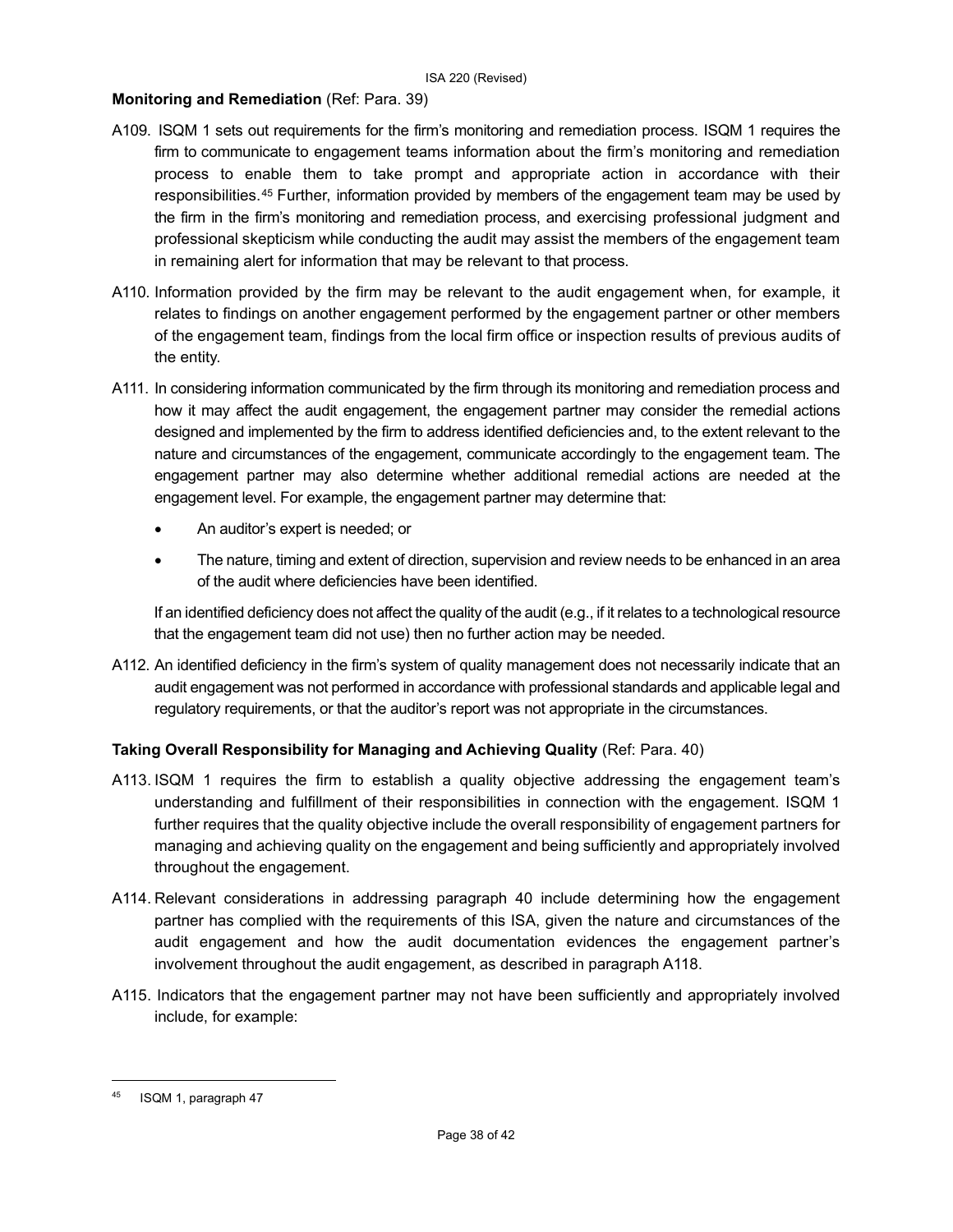**Monitoring and Remediation** (Ref: Para. 39)

A109. ISQM 1 sets out requirements for the firm's monitoring and remediation process. ISQM 1 requires the firm to communicate to engagement teams information about the firm's monitoring and remediation process to enable them to take prompt and appropriate action in accordance with their responsibilities.[45] Further, information provided by members of the engagement team may be used by the firm in the firm's monitoring and remediation process, and exercising professional judgment and professional skepticism while conducting the audit may assist the members of the engagement team in remaining alert for information that may be relevant to that process.

A110. Information provided by the firm may be relevant to the audit engagement when, for example, it relates to findings on another engagement performed by the engagement partner or other members of the engagement team, findings from the local firm office or inspection results of previous audits of the entity.

A111. In considering information communicated by the firm through its monitoring and remediation process and how it may affect the audit engagement, the engagement partner may consider the remedial actions designed and implemented by the firm to address identified deficiencies and, to the extent relevant to the nature and circumstances of the engagement, communicate accordingly to the engagement team. The engagement partner may also determine whether additional remedial actions are needed at the engagement level. For example, the engagement partner may determine that:

- An auditor's expert is needed; or
- The nature, timing and extent of direction, supervision and review needs to be enhanced in an area of the audit where deficiencies have been identified.

If an identified deficiency does not affect the quality of the audit (e.g., if it relates to a technological resource that the engagement team did not use) then no further action may be needed.

A112. An identified deficiency in the firm's system of quality management does not necessarily indicate that an audit engagement was not performed in accordance with professional standards and applicable legal and regulatory requirements, or that the auditor's report was not appropriate in the circumstances.

**Taking Overall Responsibility for Managing and Achieving Quality** (Ref: Para. 40)

A113. ISQM 1 requires the firm to establish a quality objective addressing the engagement team's understanding and fulfillment of their responsibilities in connection with the engagement. ISQM 1 further requires that the quality objective include the overall responsibility of engagement partners for managing and achieving quality on the engagement and being sufficiently and appropriately involved throughout the engagement.

A114. Relevant considerations in addressing paragraph 40 include determining how the engagement partner has complied with the requirements of this ISA, given the nature and circumstances of the audit engagement and how the audit documentation evidences the engagement partner's involvement throughout the audit engagement, as described in paragraph A118.

A115. Indicators that the engagement partner may not have been sufficiently and appropriately involved include, for example:

---

[45] ISQM 1, paragraph 47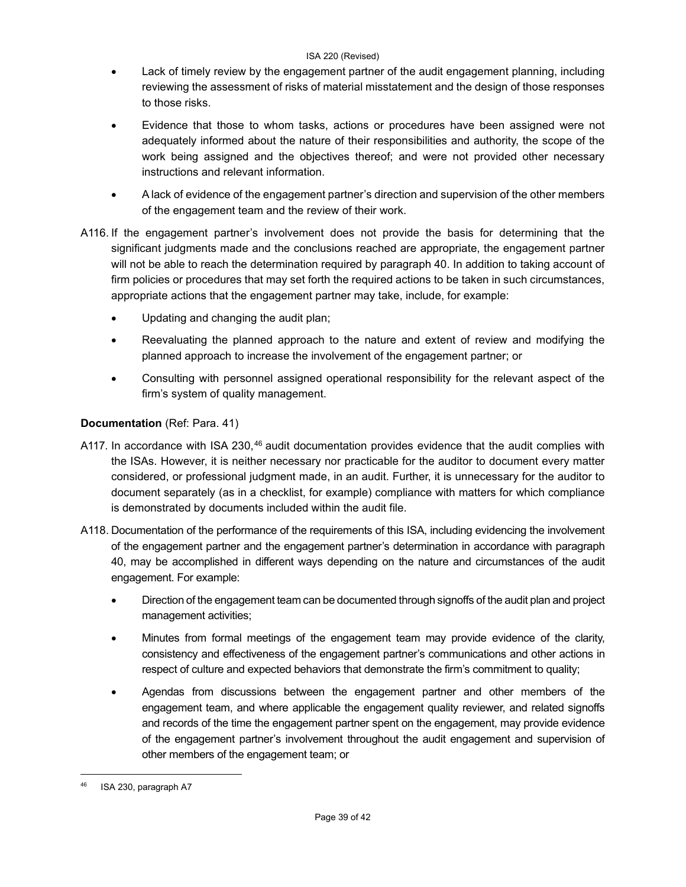- Lack of timely review by the engagement partner of the audit engagement planning, including reviewing the assessment of risks of material misstatement and the design of those responses to those risks.
- Evidence that those to whom tasks, actions or procedures have been assigned were not adequately informed about the nature of their responsibilities and authority, the scope of the work being assigned and the objectives thereof; and were not provided other necessary instructions and relevant information.
- A lack of evidence of the engagement partner's direction and supervision of the other members of the engagement team and the review of their work.

A116. If the engagement partner's involvement does not provide the basis for determining that the significant judgments made and the conclusions reached are appropriate, the engagement partner will not be able to reach the determination required by paragraph 40. In addition to taking account of firm policies or procedures that may set forth the required actions to be taken in such circumstances, appropriate actions that the engagement partner may take, include, for example:

- Updating and changing the audit plan;
- Reevaluating the planned approach to the nature and extent of review and modifying the planned approach to increase the involvement of the engagement partner; or
- Consulting with personnel assigned operational responsibility for the relevant aspect of the firm's system of quality management.

**Documentation** (Ref: Para. 41)

A117. In accordance with ISA 230,[46] audit documentation provides evidence that the audit complies with the ISAs. However, it is neither necessary nor practicable for the auditor to document every matter considered, or professional judgment made, in an audit. Further, it is unnecessary for the auditor to document separately (as in a checklist, for example) compliance with matters for which compliance is demonstrated by documents included within the audit file.

A118. Documentation of the performance of the requirements of this ISA, including evidencing the involvement of the engagement partner and the engagement partner's determination in accordance with paragraph 40, may be accomplished in different ways depending on the nature and circumstances of the audit engagement. For example:

- Direction of the engagement team can be documented through signoffs of the audit plan and project management activities;
- Minutes from formal meetings of the engagement team may provide evidence of the clarity, consistency and effectiveness of the engagement partner's communications and other actions in respect of culture and expected behaviors that demonstrate the firm's commitment to quality;
- Agendas from discussions between the engagement partner and other members of the engagement team, and where applicable the engagement quality reviewer, and related signoffs and records of the time the engagement partner spent on the engagement, may provide evidence of the engagement partner's involvement throughout the audit engagement and supervision of other members of the engagement team; or

[46] ISA 230, paragraph A7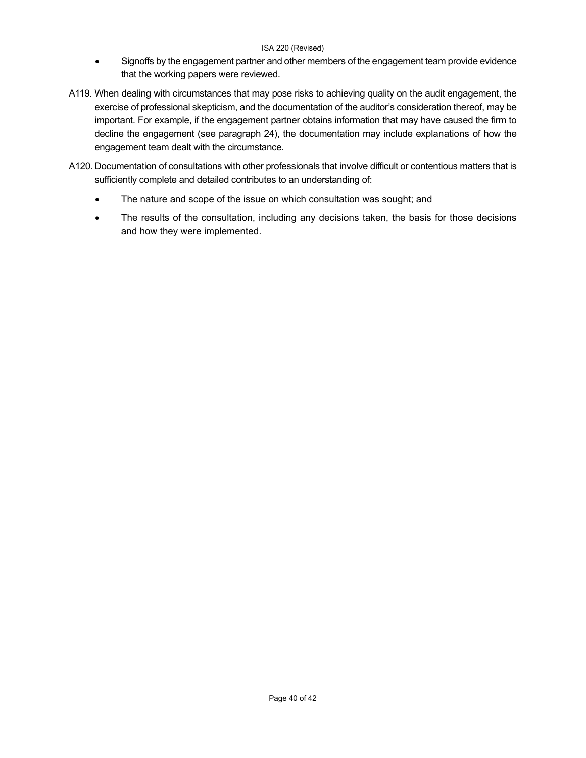- Signoffs by the engagement partner and other members of the engagement team provide evidence that the working papers were reviewed.

A119. When dealing with circumstances that may pose risks to achieving quality on the audit engagement, the exercise of professional skepticism, and the documentation of the auditor's consideration thereof, may be important. For example, if the engagement partner obtains information that may have caused the firm to decline the engagement (see paragraph 24), the documentation may include explanations of how the engagement team dealt with the circumstance.

A120. Documentation of consultations with other professionals that involve difficult or contentious matters that is sufficiently complete and detailed contributes to an understanding of:

- The nature and scope of the issue on which consultation was sought; and
- The results of the consultation, including any decisions taken, the basis for those decisions and how they were implemented.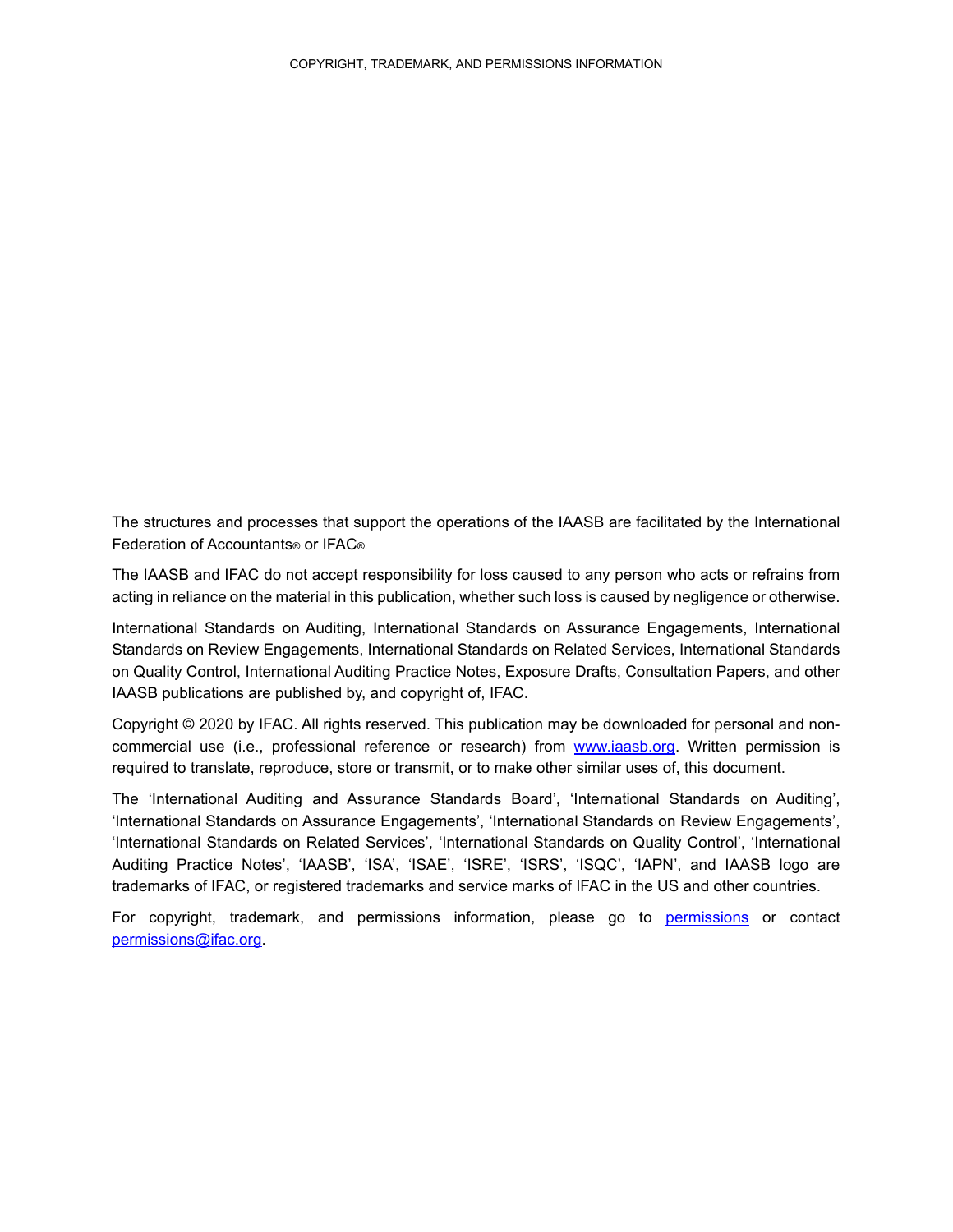The structures and processes that support the operations of the IAASB are facilitated by the International Federation of Accountants® or IFAC®.

The IAASB and IFAC do not accept responsibility for loss caused to any person who acts or refrains from acting in reliance on the material in this publication, whether such loss is caused by negligence or otherwise.

International Standards on Auditing, International Standards on Assurance Engagements, International Standards on Review Engagements, International Standards on Related Services, International Standards on Quality Control, International Auditing Practice Notes, Exposure Drafts, Consultation Papers, and other IAASB publications are published by, and copyright of, IFAC.

Copyright © 2020 by IFAC. All rights reserved. This publication may be downloaded for personal and non-commercial use (i.e., professional reference or research) from www.iaasb.org. Written permission is required to translate, reproduce, store or transmit, or to make other similar uses of, this document.

The 'International Auditing and Assurance Standards Board', 'International Standards on Auditing', 'International Standards on Assurance Engagements', 'International Standards on Review Engagements', 'International Standards on Related Services', 'International Standards on Quality Control', 'International Auditing Practice Notes', 'IAASB', 'ISA', 'ISAE', 'ISRE', 'ISRS', 'ISQC', 'IAPN', and IAASB logo are trademarks of IFAC, or registered trademarks and service marks of IFAC in the US and other countries.

For copyright, trademark, and permissions information, please go to permissions or contact permissions@ifac.org.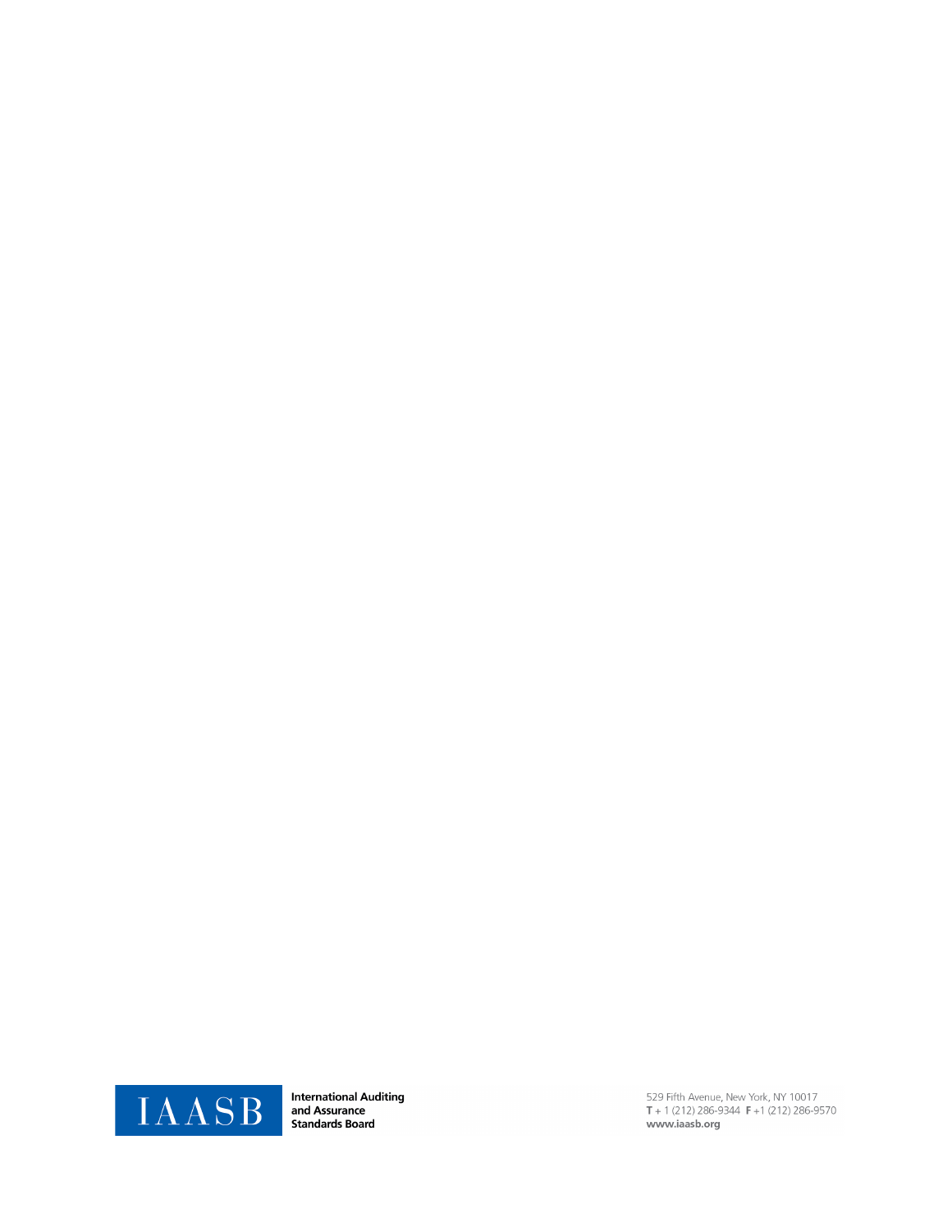IAASB

**International Auditing and Assurance Standards Board**

529 Fifth Avenue, New York, NY 10017
**T** + 1 (212) 286-9344 **F** +1 (212) 286-9570
**www.iaasb.org**